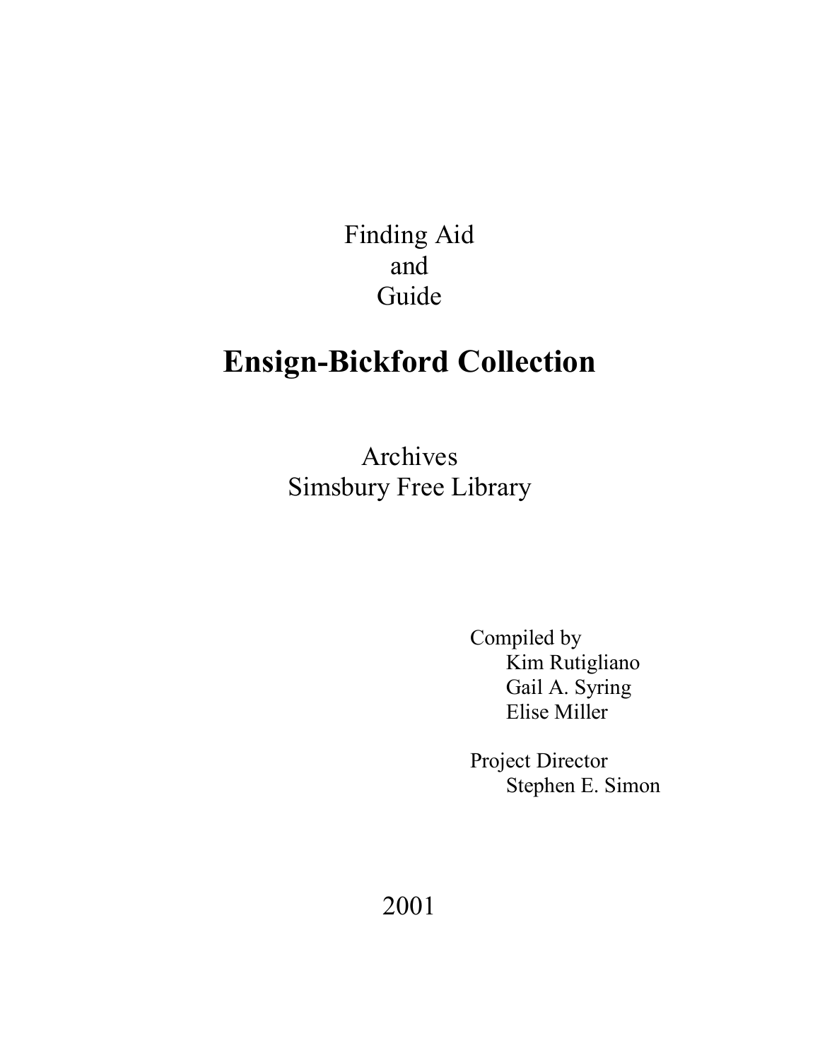Finding Aid
and
Guide

# Ensign-Bickford Collection

Archives
Simsbury Free Library

Compiled by
Kim Rutigliano
Gail A. Syring
Elise Miller

Project Director
Stephen E. Simon

2001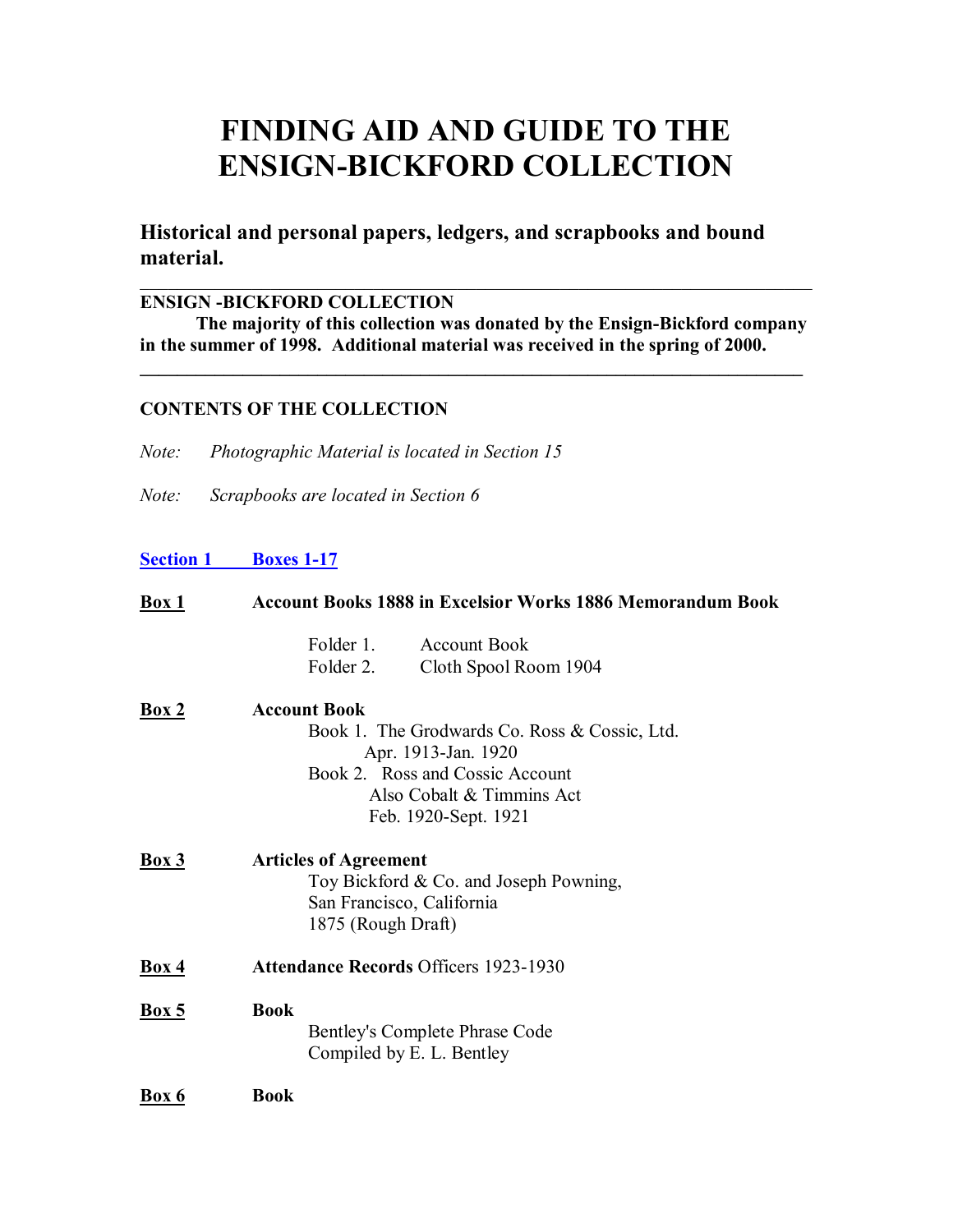# FINDING AID AND GUIDE TO THE ENSIGN-BICKFORD COLLECTION

## Historical and personal papers, ledgers, and scrapbooks and bound material.

---

**ENSIGN -BICKFORD COLLECTION**

**The majority of this collection was donated by the Ensign-Bickford company in the summer of 1998. Additional material was received in the spring of 2000.**

---

**CONTENTS OF THE COLLECTION**

*Note: Photographic Material is located in Section 15*

*Note: Scrapbooks are located in Section 6*

**Section 1 Boxes 1-17**

**Box 1** **Account Books 1888 in Excelsior Works 1886 Memorandum Book**

Folder 1. Account Book
Folder 2. Cloth Spool Room 1904

**Box 2** **Account Book**

Book 1. The Grodwards Co. Ross & Cossic, Ltd.
Apr. 1913-Jan. 1920
Book 2. Ross and Cossic Account
Also Cobalt & Timmins Act
Feb. 1920-Sept. 1921

**Box 3** **Articles of Agreement**

Toy Bickford & Co. and Joseph Powning,
San Francisco, California
1875 (Rough Draft)

**Box 4** **Attendance Records** Officers 1923-1930

**Box 5** **Book**

Bentley's Complete Phrase Code
Compiled by E. L. Bentley

**Box 6** **Book**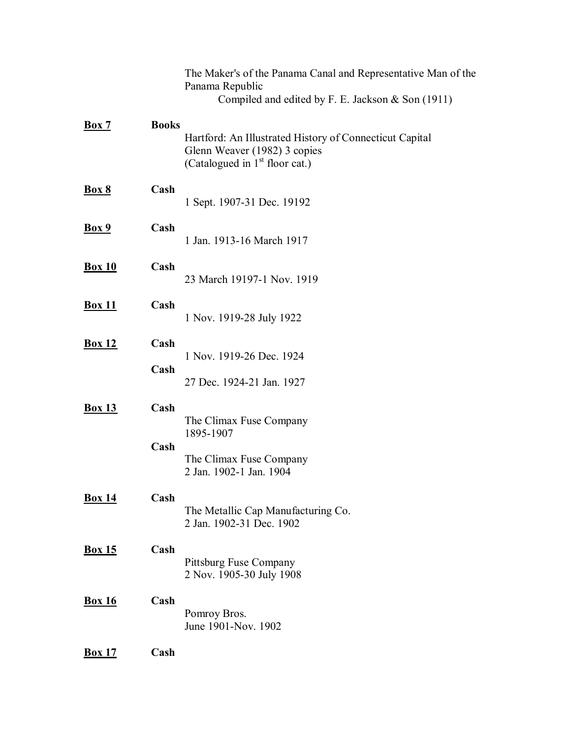The Maker's of the Panama Canal and Representative Man of the Panama Republic
Compiled and edited by F. E. Jackson & Son (1911)

**Box 7** **Books**
Hartford: An Illustrated History of Connecticut Capital
Glenn Weaver (1982) 3 copies
(Catalogued in 1st floor cat.)

**Box 8** **Cash**
1 Sept. 1907-31 Dec. 19192

**Box 9** **Cash**
1 Jan. 1913-16 March 1917

**Box 10** **Cash**
23 March 19197-1 Nov. 1919

**Box 11** **Cash**
1 Nov. 1919-28 July 1922

**Box 12** **Cash**
1 Nov. 1919-26 Dec. 1924
**Cash**
27 Dec. 1924-21 Jan. 1927

**Box 13** **Cash**
The Climax Fuse Company
1895-1907
**Cash**
The Climax Fuse Company
2 Jan. 1902-1 Jan. 1904

**Box 14** **Cash**
The Metallic Cap Manufacturing Co.
2 Jan. 1902-31 Dec. 1902

**Box 15** **Cash**
Pittsburg Fuse Company
2 Nov. 1905-30 July 1908

**Box 16** **Cash**
Pomroy Bros.
June 1901-Nov. 1902

**Box 17** **Cash**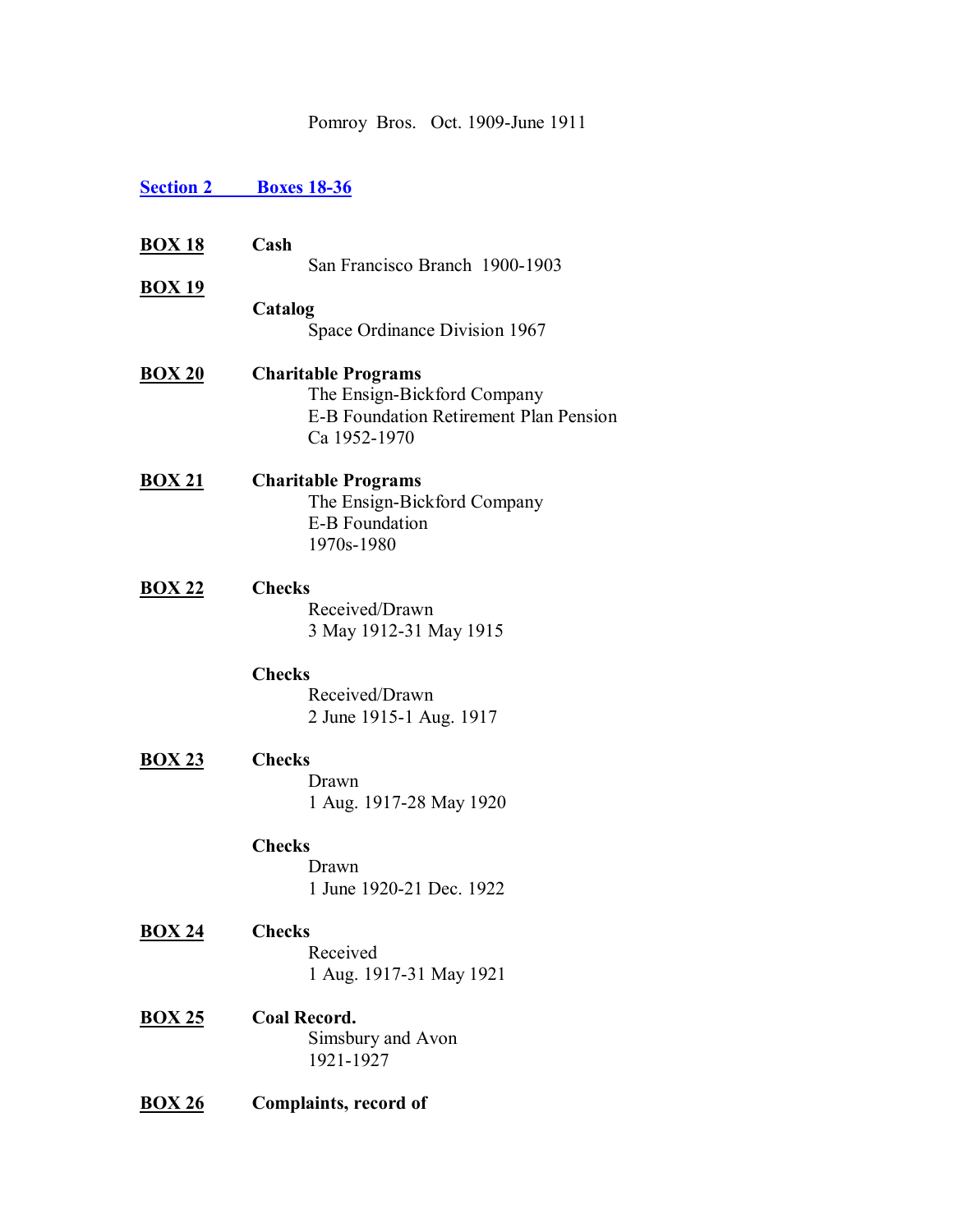Pomroy Bros. Oct. 1909-June 1911

## Section 2 Boxes 18-36

**BOX 18** **Cash**
San Francisco Branch 1900-1903

**BOX 19**
**Catalog**
Space Ordinance Division 1967

**BOX 20** **Charitable Programs**
The Ensign-Bickford Company
E-B Foundation Retirement Plan Pension
Ca 1952-1970

**BOX 21** **Charitable Programs**
The Ensign-Bickford Company
E-B Foundation
1970s-1980

**BOX 22** **Checks**
Received/Drawn
3 May 1912-31 May 1915

**Checks**
Received/Drawn
2 June 1915-1 Aug. 1917

**BOX 23** **Checks**
Drawn
1 Aug. 1917-28 May 1920

**Checks**
Drawn
1 June 1920-21 Dec. 1922

**BOX 24** **Checks**
Received
1 Aug. 1917-31 May 1921

**BOX 25** **Coal Record.**
Simsbury and Avon
1921-1927

**BOX 26** **Complaints, record of**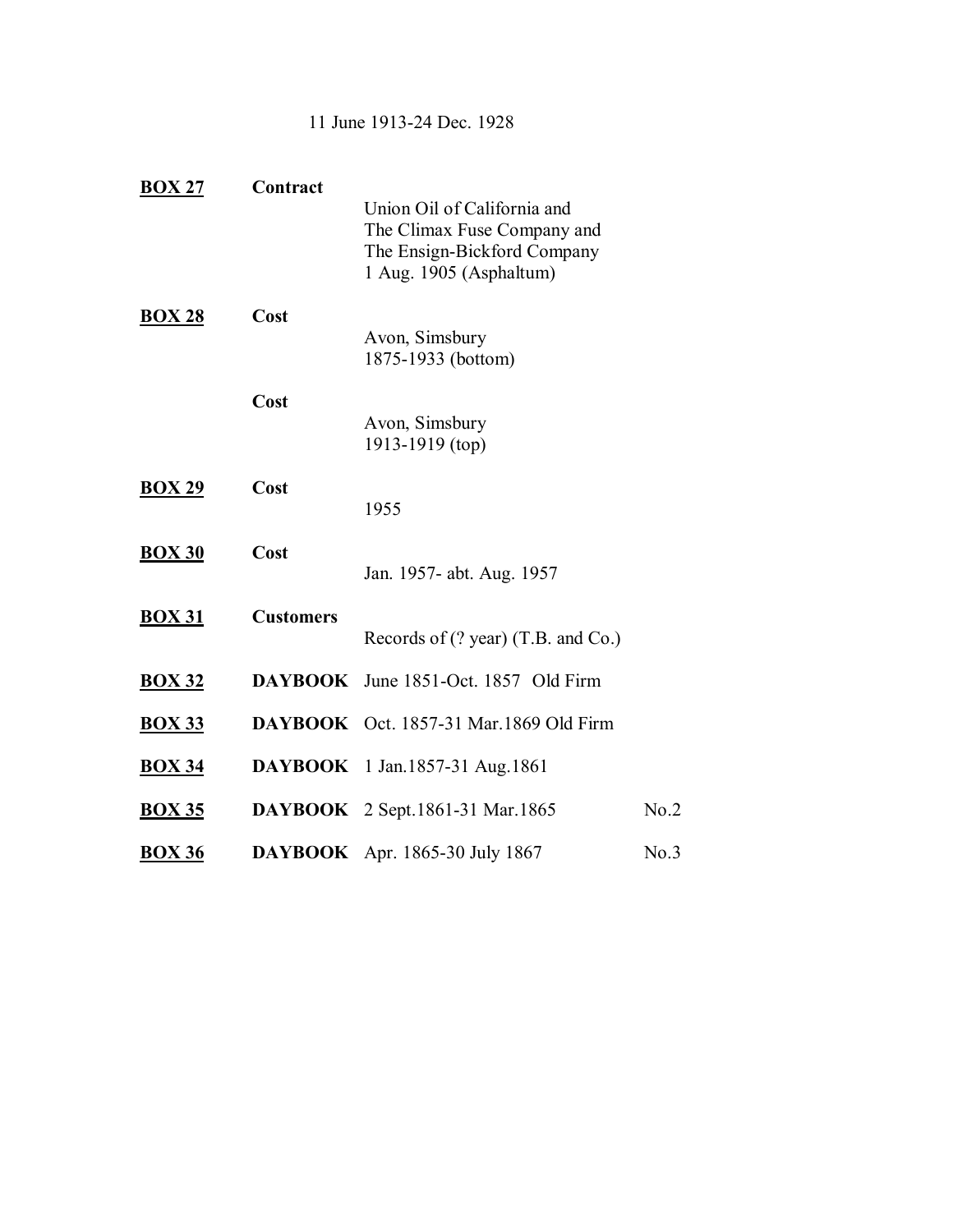11 June 1913-24 Dec. 1928

| | | | |
|---|---|---|---|
| **BOX 27** | **Contract** | Union Oil of California and The Climax Fuse Company and The Ensign-Bickford Company 1 Aug. 1905 (Asphaltum) | |
| **BOX 28** | **Cost** | Avon, Simsbury 1875-1933 (bottom) | |
| | **Cost** | Avon, Simsbury 1913-1919 (top) | |
| **BOX 29** | **Cost** | 1955 | |
| **BOX 30** | **Cost** | Jan. 1957- abt. Aug. 1957 | |
| **BOX 31** | **Customers** | Records of (? year) (T.B. and Co.) | |
| **BOX 32** | **DAYBOOK** | June 1851-Oct. 1857 Old Firm | |
| **BOX 33** | **DAYBOOK** | Oct. 1857-31 Mar.1869 Old Firm | |
| **BOX 34** | **DAYBOOK** | 1 Jan.1857-31 Aug.1861 | |
| **BOX 35** | **DAYBOOK** | 2 Sept.1861-31 Mar.1865 | No.2 |
| **BOX 36** | **DAYBOOK** | Apr. 1865-30 July 1867 | No.3 |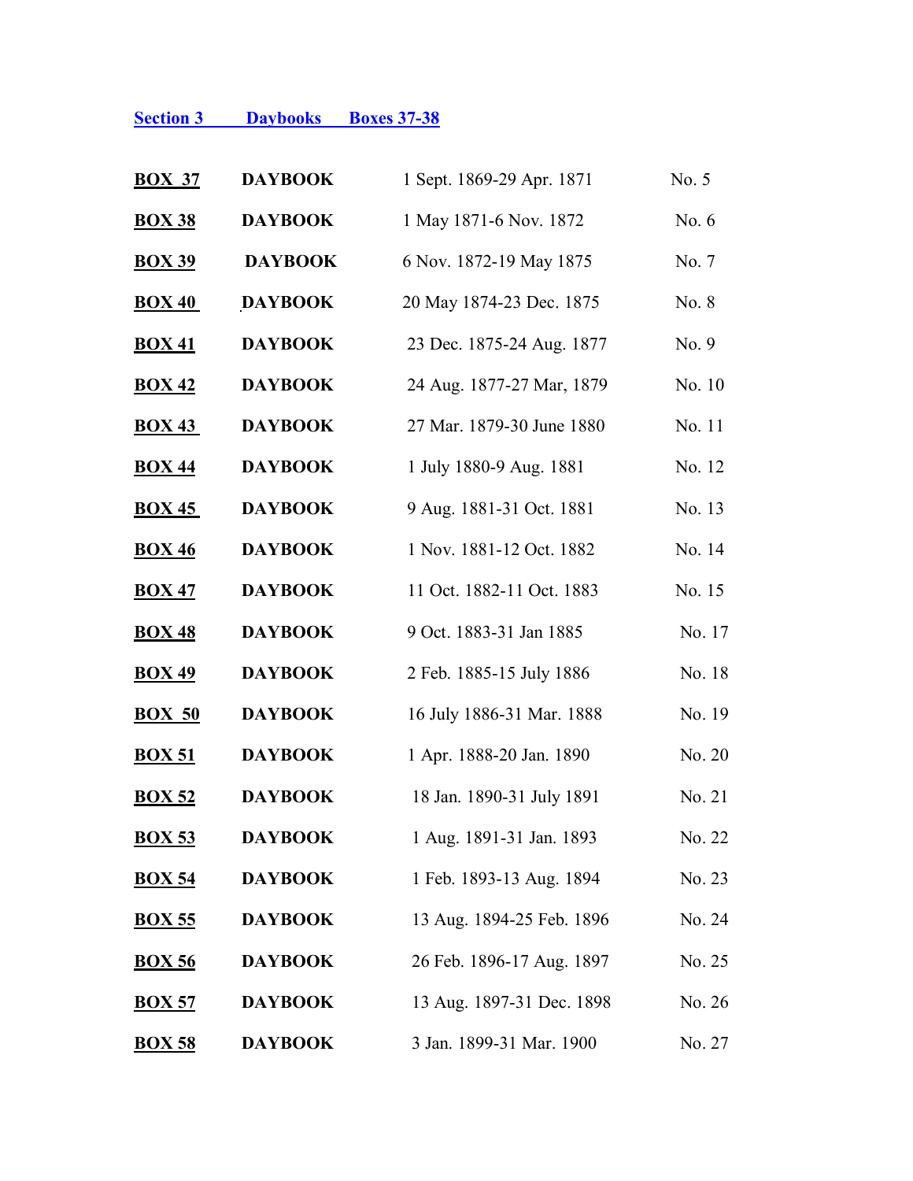**Section 3 Daybooks Boxes 37-38**

| | | | |
|---|---|---|---|
| **BOX 37** | **DAYBOOK** | 1 Sept. 1869-29 Apr. 1871 | No. 5 |
| **BOX 38** | **DAYBOOK** | 1 May 1871-6 Nov. 1872 | No. 6 |
| **BOX 39** | **DAYBOOK** | 6 Nov. 1872-19 May 1875 | No. 7 |
| **BOX 40** | **DAYBOOK** | 20 May 1874-23 Dec. 1875 | No. 8 |
| **BOX 41** | **DAYBOOK** | 23 Dec. 1875-24 Aug. 1877 | No. 9 |
| **BOX 42** | **DAYBOOK** | 24 Aug. 1877-27 Mar, 1879 | No. 10 |
| **BOX 43** | **DAYBOOK** | 27 Mar. 1879-30 June 1880 | No. 11 |
| **BOX 44** | **DAYBOOK** | 1 July 1880-9 Aug. 1881 | No. 12 |
| **BOX 45** | **DAYBOOK** | 9 Aug. 1881-31 Oct. 1881 | No. 13 |
| **BOX 46** | **DAYBOOK** | 1 Nov. 1881-12 Oct. 1882 | No. 14 |
| **BOX 47** | **DAYBOOK** | 11 Oct. 1882-11 Oct. 1883 | No. 15 |
| **BOX 48** | **DAYBOOK** | 9 Oct. 1883-31 Jan 1885 | No. 17 |
| **BOX 49** | **DAYBOOK** | 2 Feb. 1885-15 July 1886 | No. 18 |
| **BOX 50** | **DAYBOOK** | 16 July 1886-31 Mar. 1888 | No. 19 |
| **BOX 51** | **DAYBOOK** | 1 Apr. 1888-20 Jan. 1890 | No. 20 |
| **BOX 52** | **DAYBOOK** | 18 Jan. 1890-31 July 1891 | No. 21 |
| **BOX 53** | **DAYBOOK** | 1 Aug. 1891-31 Jan. 1893 | No. 22 |
| **BOX 54** | **DAYBOOK** | 1 Feb. 1893-13 Aug. 1894 | No. 23 |
| **BOX 55** | **DAYBOOK** | 13 Aug. 1894-25 Feb. 1896 | No. 24 |
| **BOX 56** | **DAYBOOK** | 26 Feb. 1896-17 Aug. 1897 | No. 25 |
| **BOX 57** | **DAYBOOK** | 13 Aug. 1897-31 Dec. 1898 | No. 26 |
| **BOX 58** | **DAYBOOK** | 3 Jan. 1899-31 Mar. 1900 | No. 27 |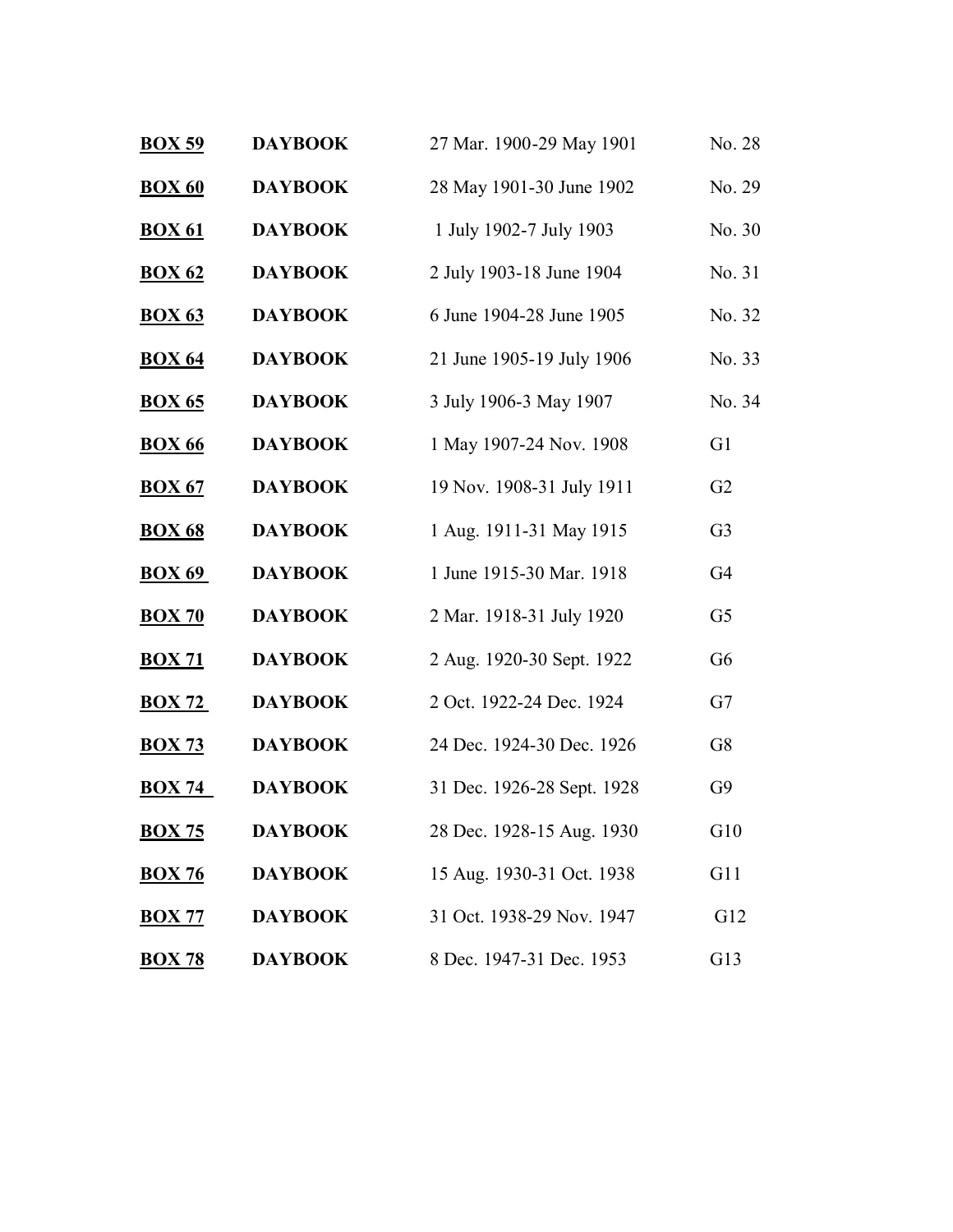| | | | |
|---|---|---|---|
| **BOX 59** | **DAYBOOK** | 27 Mar. 1900-29 May 1901 | No. 28 |
| **BOX 60** | **DAYBOOK** | 28 May 1901-30 June 1902 | No. 29 |
| **BOX 61** | **DAYBOOK** | 1 July 1902-7 July 1903 | No. 30 |
| **BOX 62** | **DAYBOOK** | 2 July 1903-18 June 1904 | No. 31 |
| **BOX 63** | **DAYBOOK** | 6 June 1904-28 June 1905 | No. 32 |
| **BOX 64** | **DAYBOOK** | 21 June 1905-19 July 1906 | No. 33 |
| **BOX 65** | **DAYBOOK** | 3 July 1906-3 May 1907 | No. 34 |
| **BOX 66** | **DAYBOOK** | 1 May 1907-24 Nov. 1908 | G1 |
| **BOX 67** | **DAYBOOK** | 19 Nov. 1908-31 July 1911 | G2 |
| **BOX 68** | **DAYBOOK** | 1 Aug. 1911-31 May 1915 | G3 |
| **BOX 69** | **DAYBOOK** | 1 June 1915-30 Mar. 1918 | G4 |
| **BOX 70** | **DAYBOOK** | 2 Mar. 1918-31 July 1920 | G5 |
| **BOX 71** | **DAYBOOK** | 2 Aug. 1920-30 Sept. 1922 | G6 |
| **BOX 72** | **DAYBOOK** | 2 Oct. 1922-24 Dec. 1924 | G7 |
| **BOX 73** | **DAYBOOK** | 24 Dec. 1924-30 Dec. 1926 | G8 |
| **BOX 74** | **DAYBOOK** | 31 Dec. 1926-28 Sept. 1928 | G9 |
| **BOX 75** | **DAYBOOK** | 28 Dec. 1928-15 Aug. 1930 | G10 |
| **BOX 76** | **DAYBOOK** | 15 Aug. 1930-31 Oct. 1938 | G11 |
| **BOX 77** | **DAYBOOK** | 31 Oct. 1938-29 Nov. 1947 | G12 |
| **BOX 78** | **DAYBOOK** | 8 Dec. 1947-31 Dec. 1953 | G13 |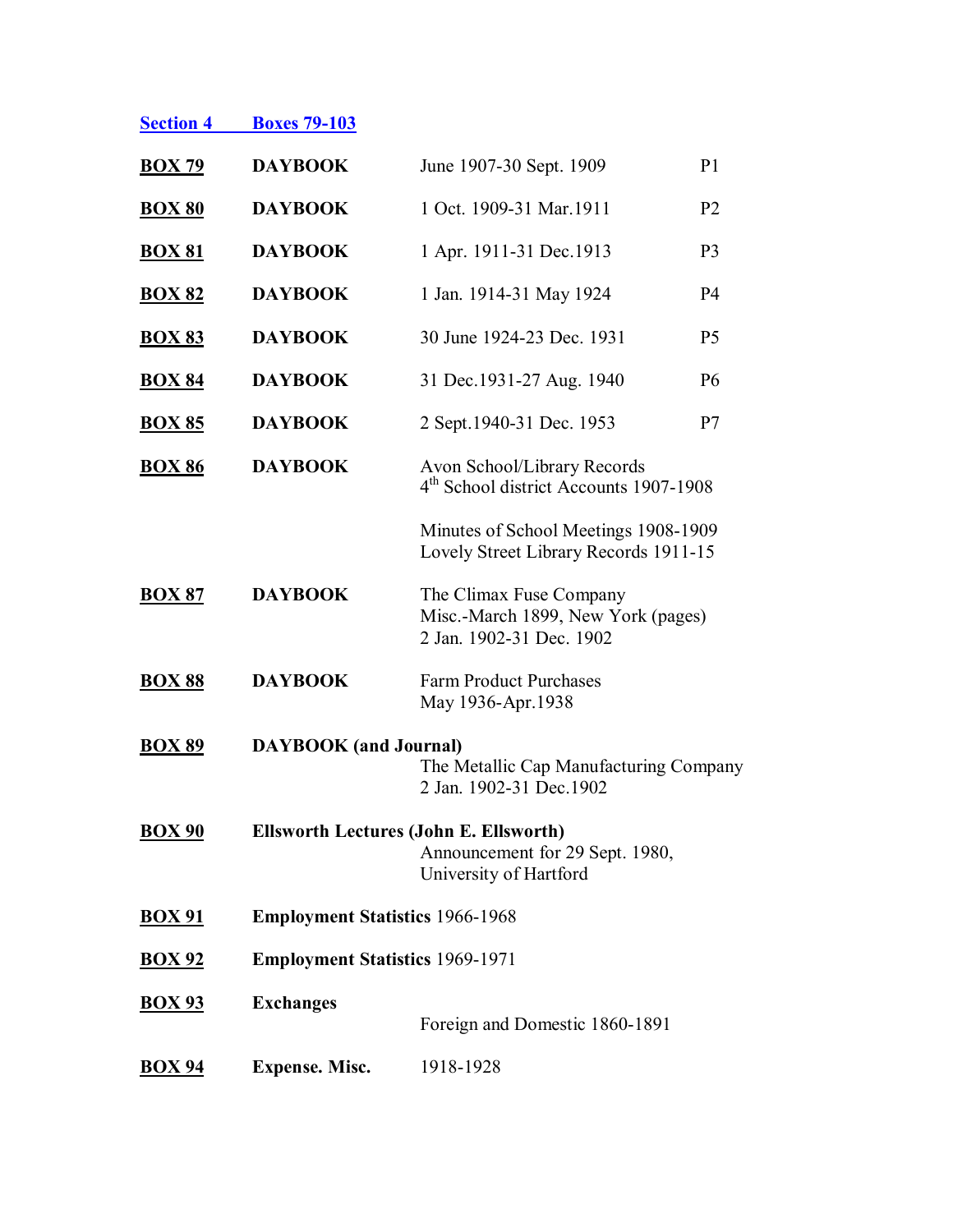## Section 4 Boxes 79-103

| | | | |
|---|---|---|---|
| **BOX 79** | **DAYBOOK** | June 1907-30 Sept. 1909 | P1 |
| **BOX 80** | **DAYBOOK** | 1 Oct. 1909-31 Mar.1911 | P2 |
| **BOX 81** | **DAYBOOK** | 1 Apr. 1911-31 Dec.1913 | P3 |
| **BOX 82** | **DAYBOOK** | 1 Jan. 1914-31 May 1924 | P4 |
| **BOX 83** | **DAYBOOK** | 30 June 1924-23 Dec. 1931 | P5 |
| **BOX 84** | **DAYBOOK** | 31 Dec.1931-27 Aug. 1940 | P6 |
| **BOX 85** | **DAYBOOK** | 2 Sept.1940-31 Dec. 1953 | P7 |
| **BOX 86** | **DAYBOOK** | Avon School/Library Records<br>4th School district Accounts 1907-1908<br><br>Minutes of School Meetings 1908-1909<br>Lovely Street Library Records 1911-15 | |
| **BOX 87** | **DAYBOOK** | The Climax Fuse Company<br>Misc.-March 1899, New York (pages)<br>2 Jan. 1902-31 Dec. 1902 | |
| **BOX 88** | **DAYBOOK** | Farm Product Purchases<br>May 1936-Apr.1938 | |
| **BOX 89** | **DAYBOOK (and Journal)** | The Metallic Cap Manufacturing Company<br>2 Jan. 1902-31 Dec.1902 | |
| **BOX 90** | **Ellsworth Lectures (John E. Ellsworth)** | Announcement for 29 Sept. 1980,<br>University of Hartford | |
| **BOX 91** | **Employment Statistics** 1966-1968 | | |
| **BOX 92** | **Employment Statistics** 1969-1971 | | |
| **BOX 93** | **Exchanges** | Foreign and Domestic 1860-1891 | |
| **BOX 94** | **Expense. Misc.** | 1918-1928 | |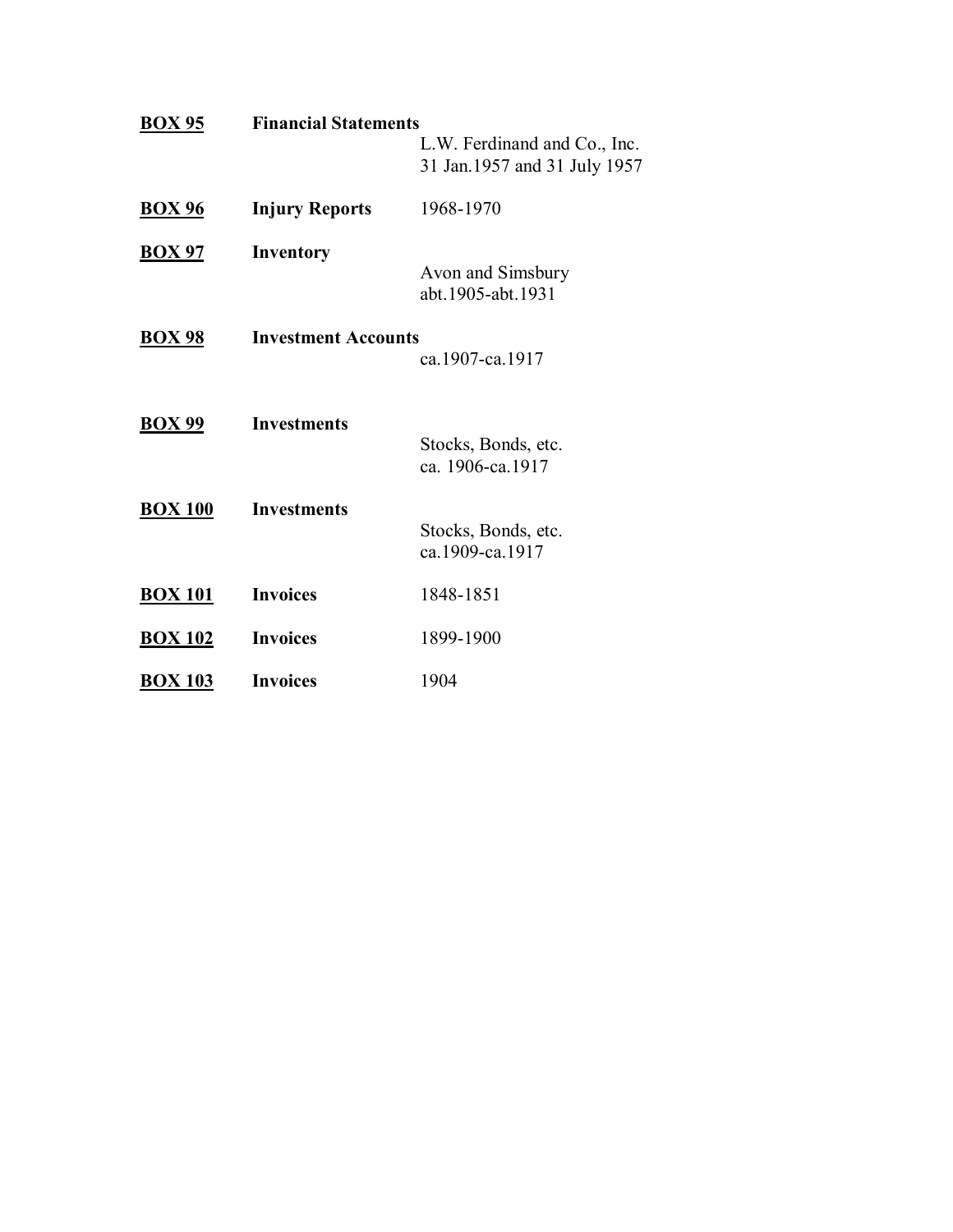| | | |
|---|---|---|
| <u>**BOX 95**</u> | **Financial Statements** | L.W. Ferdinand and Co., Inc.<br>31 Jan.1957 and 31 July 1957 |
| <u>**BOX 96**</u> | **Injury Reports** | 1968-1970 |
| <u>**BOX 97**</u> | **Inventory** | Avon and Simsbury<br>abt.1905-abt.1931 |
| <u>**BOX 98**</u> | **Investment Accounts** | ca.1907-ca.1917 |
| <u>**BOX 99**</u> | **Investments** | Stocks, Bonds, etc.<br>ca. 1906-ca.1917 |
| <u>**BOX 100**</u> | **Investments** | Stocks, Bonds, etc.<br>ca.1909-ca.1917 |
| <u>**BOX 101**</u> | **Invoices** | 1848-1851 |
| <u>**BOX 102**</u> | **Invoices** | 1899-1900 |
| <u>**BOX 103**</u> | **Invoices** | 1904 |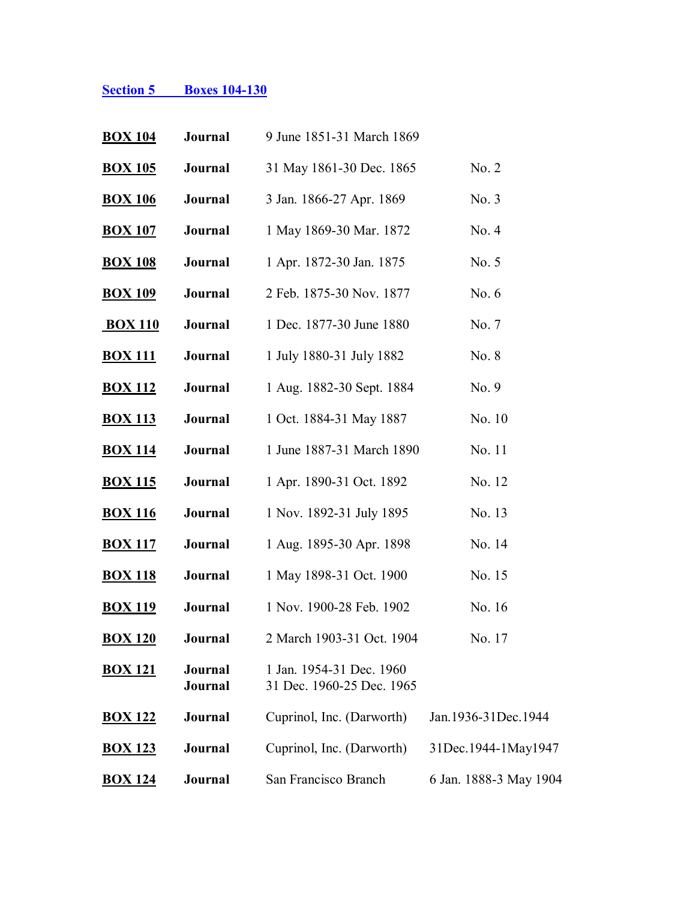## Section 5 Boxes 104-130

| | | | |
|---|---|---|---|
| **BOX 104** | **Journal** | 9 June 1851-31 March 1869 | |
| **BOX 105** | **Journal** | 31 May 1861-30 Dec. 1865 | No. 2 |
| **BOX 106** | **Journal** | 3 Jan. 1866-27 Apr. 1869 | No. 3 |
| **BOX 107** | **Journal** | 1 May 1869-30 Mar. 1872 | No. 4 |
| **BOX 108** | **Journal** | 1 Apr. 1872-30 Jan. 1875 | No. 5 |
| **BOX 109** | **Journal** | 2 Feb. 1875-30 Nov. 1877 | No. 6 |
| **BOX 110** | **Journal** | 1 Dec. 1877-30 June 1880 | No. 7 |
| **BOX 111** | **Journal** | 1 July 1880-31 July 1882 | No. 8 |
| **BOX 112** | **Journal** | 1 Aug. 1882-30 Sept. 1884 | No. 9 |
| **BOX 113** | **Journal** | 1 Oct. 1884-31 May 1887 | No. 10 |
| **BOX 114** | **Journal** | 1 June 1887-31 March 1890 | No. 11 |
| **BOX 115** | **Journal** | 1 Apr. 1890-31 Oct. 1892 | No. 12 |
| **BOX 116** | **Journal** | 1 Nov. 1892-31 July 1895 | No. 13 |
| **BOX 117** | **Journal** | 1 Aug. 1895-30 Apr. 1898 | No. 14 |
| **BOX 118** | **Journal** | 1 May 1898-31 Oct. 1900 | No. 15 |
| **BOX 119** | **Journal** | 1 Nov. 1900-28 Feb. 1902 | No. 16 |
| **BOX 120** | **Journal** | 2 March 1903-31 Oct. 1904 | No. 17 |
| **BOX 121** | **Journal** | 1 Jan. 1954-31 Dec. 1960 | |
| | **Journal** | 31 Dec. 1960-25 Dec. 1965 | |
| **BOX 122** | **Journal** | Cuprinol, Inc. (Darworth) | Jan.1936-31Dec.1944 |
| **BOX 123** | **Journal** | Cuprinol, Inc. (Darworth) | 31Dec.1944-1May1947 |
| **BOX 124** | **Journal** | San Francisco Branch | 6 Jan. 1888-3 May 1904 |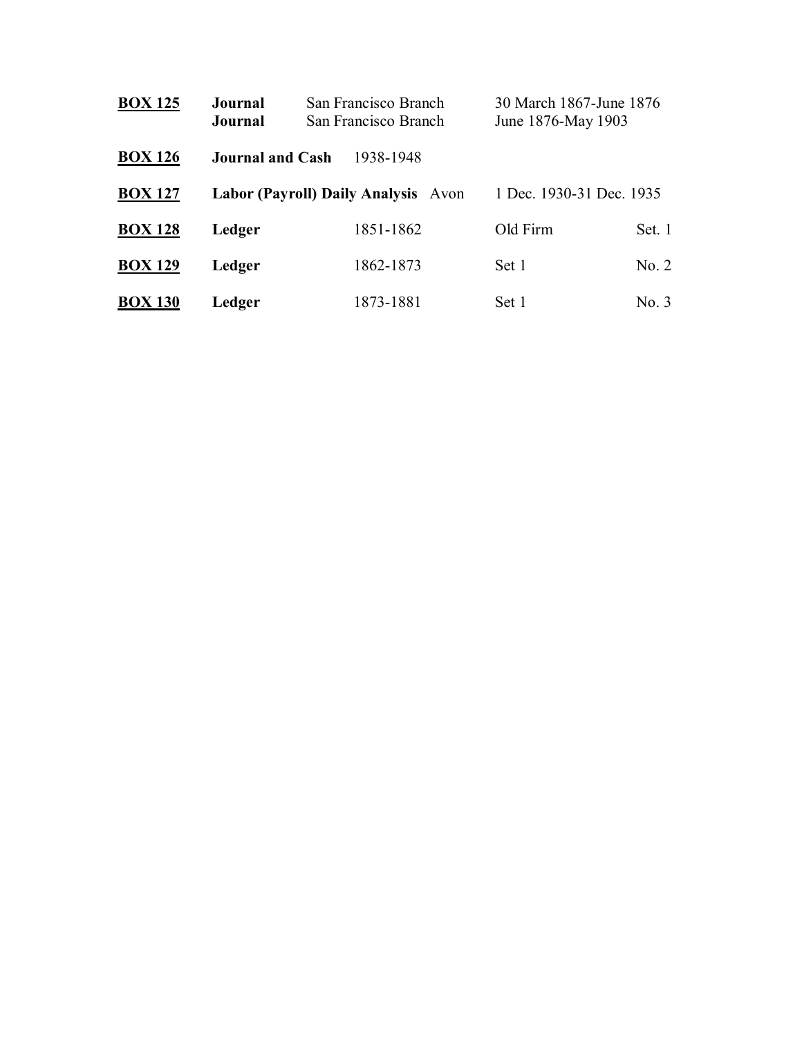**<u>BOX 125</u>** **Journal** San Francisco Branch 30 March 1867-June 1876
**Journal** San Francisco Branch June 1876-May 1903

**<u>BOX 126</u>** **Journal and Cash** 1938-1948

**<u>BOX 127</u>** **Labor (Payroll) Daily Analysis** Avon 1 Dec. 1930-31 Dec. 1935

**<u>BOX 128</u>** **Ledger** 1851-1862 Old Firm Set. 1

**<u>BOX 129</u>** **Ledger** 1862-1873 Set 1 No. 2

**<u>BOX 130</u>** **Ledger** 1873-1881 Set 1 No. 3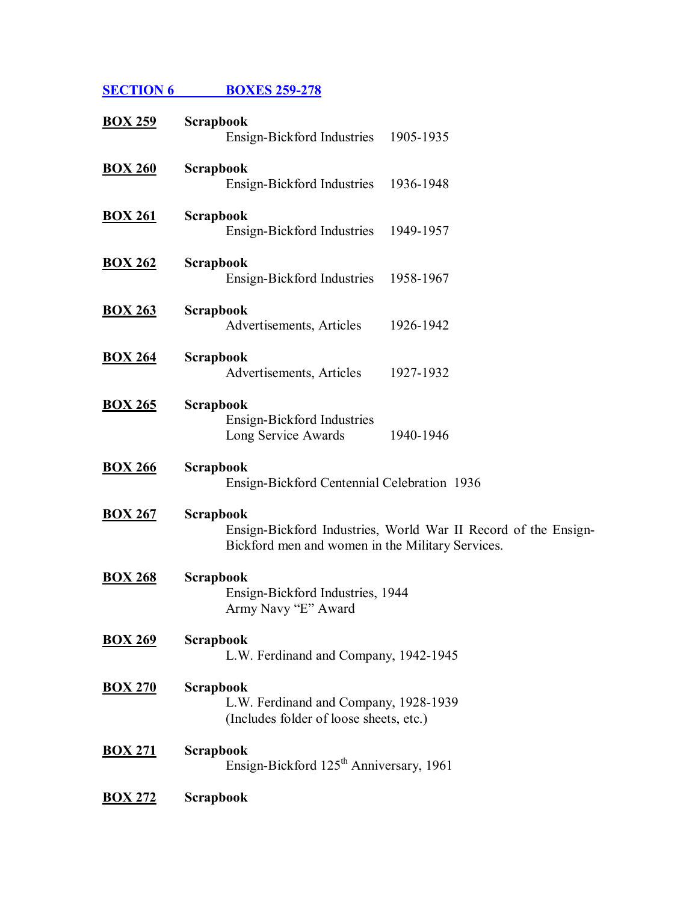## SECTION 6 BOXES 259-278

**BOX 259** **Scrapbook**
Ensign-Bickford Industries 1905-1935

**BOX 260** **Scrapbook**
Ensign-Bickford Industries 1936-1948

**BOX 261** **Scrapbook**
Ensign-Bickford Industries 1949-1957

**BOX 262** **Scrapbook**
Ensign-Bickford Industries 1958-1967

**BOX 263** **Scrapbook**
Advertisements, Articles 1926-1942

**BOX 264** **Scrapbook**
Advertisements, Articles 1927-1932

**BOX 265** **Scrapbook**
Ensign-Bickford Industries
Long Service Awards 1940-1946

**BOX 266** **Scrapbook**
Ensign-Bickford Centennial Celebration 1936

**BOX 267** **Scrapbook**
Ensign-Bickford Industries, World War II Record of the Ensign-Bickford men and women in the Military Services.

**BOX 268** **Scrapbook**
Ensign-Bickford Industries, 1944
Army Navy "E" Award

**BOX 269** **Scrapbook**
L.W. Ferdinand and Company, 1942-1945

**BOX 270** **Scrapbook**
L.W. Ferdinand and Company, 1928-1939
(Includes folder of loose sheets, etc.)

**BOX 271** **Scrapbook**
Ensign-Bickford 125th Anniversary, 1961

**BOX 272** **Scrapbook**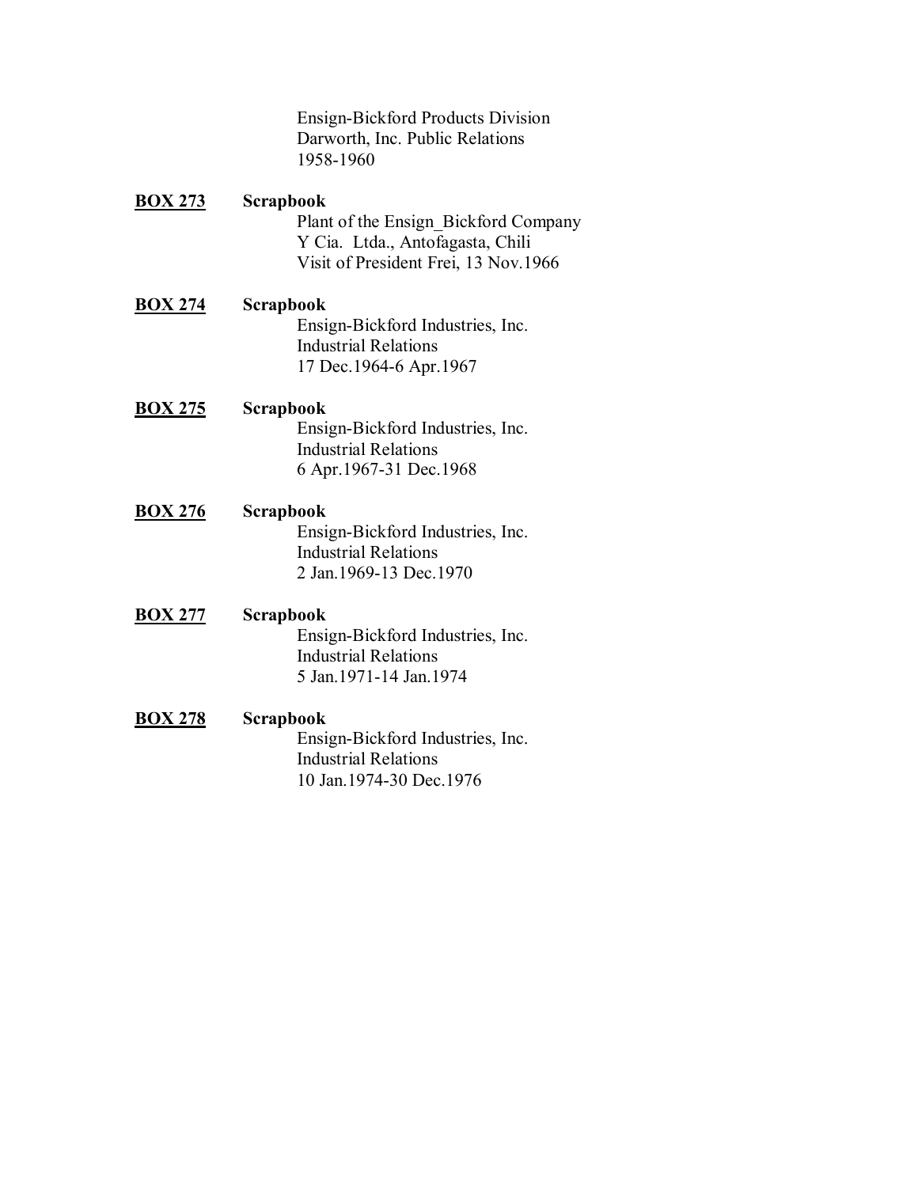Ensign-Bickford Products Division
Darworth, Inc. Public Relations
1958-1960

**BOX 273** **Scrapbook**
Plant of the Ensign_Bickford Company
Y Cia. Ltda., Antofagasta, Chili
Visit of President Frei, 13 Nov.1966

**BOX 274** **Scrapbook**
Ensign-Bickford Industries, Inc.
Industrial Relations
17 Dec.1964-6 Apr.1967

**BOX 275** **Scrapbook**
Ensign-Bickford Industries, Inc.
Industrial Relations
6 Apr.1967-31 Dec.1968

**BOX 276** **Scrapbook**
Ensign-Bickford Industries, Inc.
Industrial Relations
2 Jan.1969-13 Dec.1970

**BOX 277** **Scrapbook**
Ensign-Bickford Industries, Inc.
Industrial Relations
5 Jan.1971-14 Jan.1974

**BOX 278** **Scrapbook**
Ensign-Bickford Industries, Inc.
Industrial Relations
10 Jan.1974-30 Dec.1976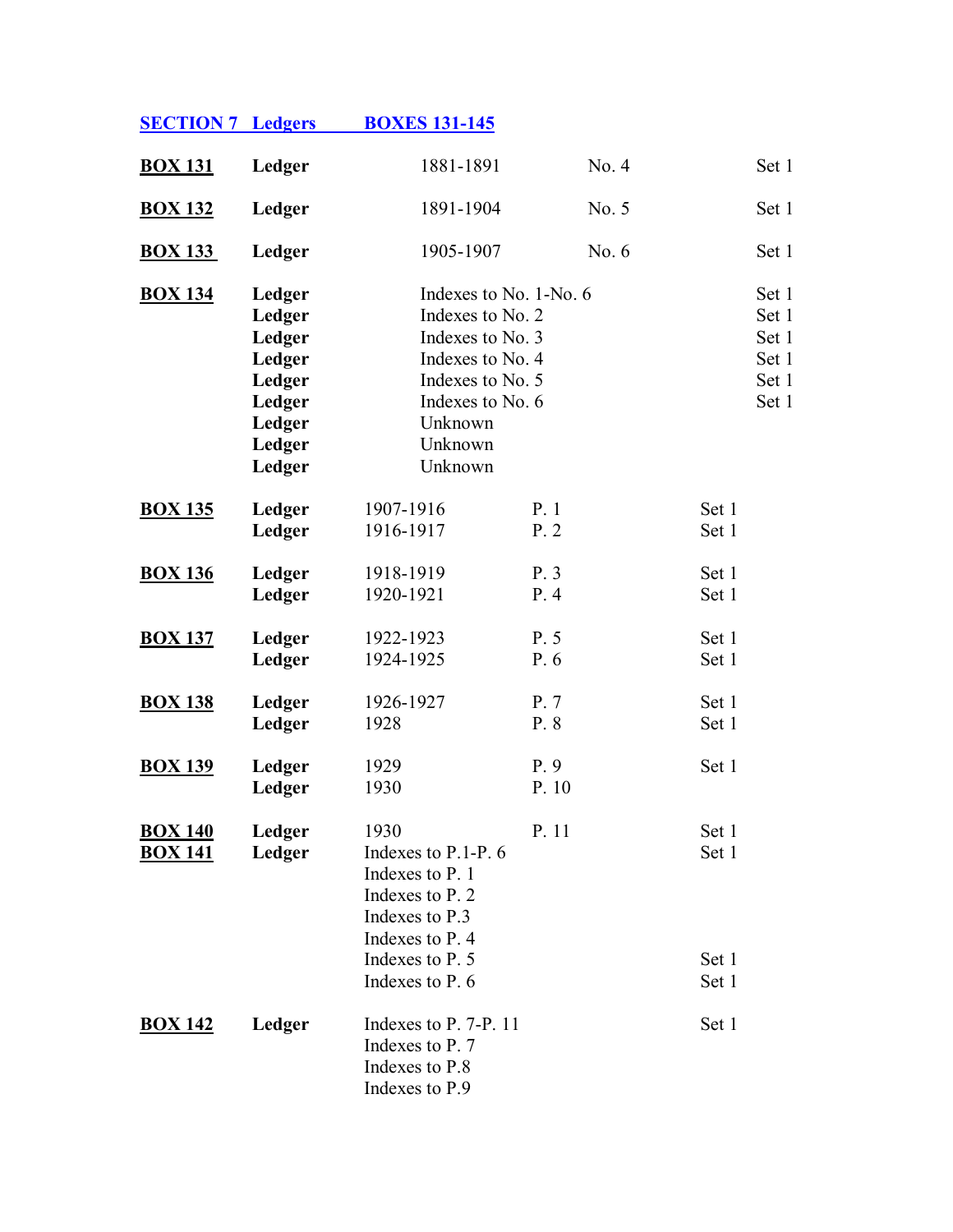## SECTION 7 Ledgers BOXES 131-145

| Box | Type | Description | Number | Set |
|---|---|---|---|---|
| **BOX 131** | **Ledger** | 1881-1891 | No. 4 | Set 1 |
| **BOX 132** | **Ledger** | 1891-1904 | No. 5 | Set 1 |
| **BOX 133** | **Ledger** | 1905-1907 | No. 6 | Set 1 |
| **BOX 134** | **Ledger** | Indexes to No. 1-No. 6 | | Set 1 |
| | **Ledger** | Indexes to No. 2 | | Set 1 |
| | **Ledger** | Indexes to No. 3 | | Set 1 |
| | **Ledger** | Indexes to No. 4 | | Set 1 |
| | **Ledger** | Indexes to No. 5 | | Set 1 |
| | **Ledger** | Indexes to No. 6 | | Set 1 |
| | **Ledger** | Unknown | | |
| | **Ledger** | Unknown | | |
| | **Ledger** | Unknown | | |
| **BOX 135** | **Ledger** | 1907-1916 | P. 1 | Set 1 |
| | **Ledger** | 1916-1917 | P. 2 | Set 1 |
| **BOX 136** | **Ledger** | 1918-1919 | P. 3 | Set 1 |
| | **Ledger** | 1920-1921 | P. 4 | Set 1 |
| **BOX 137** | **Ledger** | 1922-1923 | P. 5 | Set 1 |
| | **Ledger** | 1924-1925 | P. 6 | Set 1 |
| **BOX 138** | **Ledger** | 1926-1927 | P. 7 | Set 1 |
| | **Ledger** | 1928 | P. 8 | Set 1 |
| **BOX 139** | **Ledger** | 1929 | P. 9 | Set 1 |
| | **Ledger** | 1930 | P. 10 | |
| **BOX 140** | **Ledger** | 1930 | P. 11 | Set 1 |
| **BOX 141** | **Ledger** | Indexes to P.1-P. 6 | | Set 1 |
| | | Indexes to P. 1 | | |
| | | Indexes to P. 2 | | |
| | | Indexes to P.3 | | |
| | | Indexes to P. 4 | | |
| | | Indexes to P. 5 | | Set 1 |
| | | Indexes to P. 6 | | Set 1 |
| **BOX 142** | **Ledger** | Indexes to P. 7-P. 11 | | Set 1 |
| | | Indexes to P. 7 | | |
| | | Indexes to P.8 | | |
| | | Indexes to P.9 | | |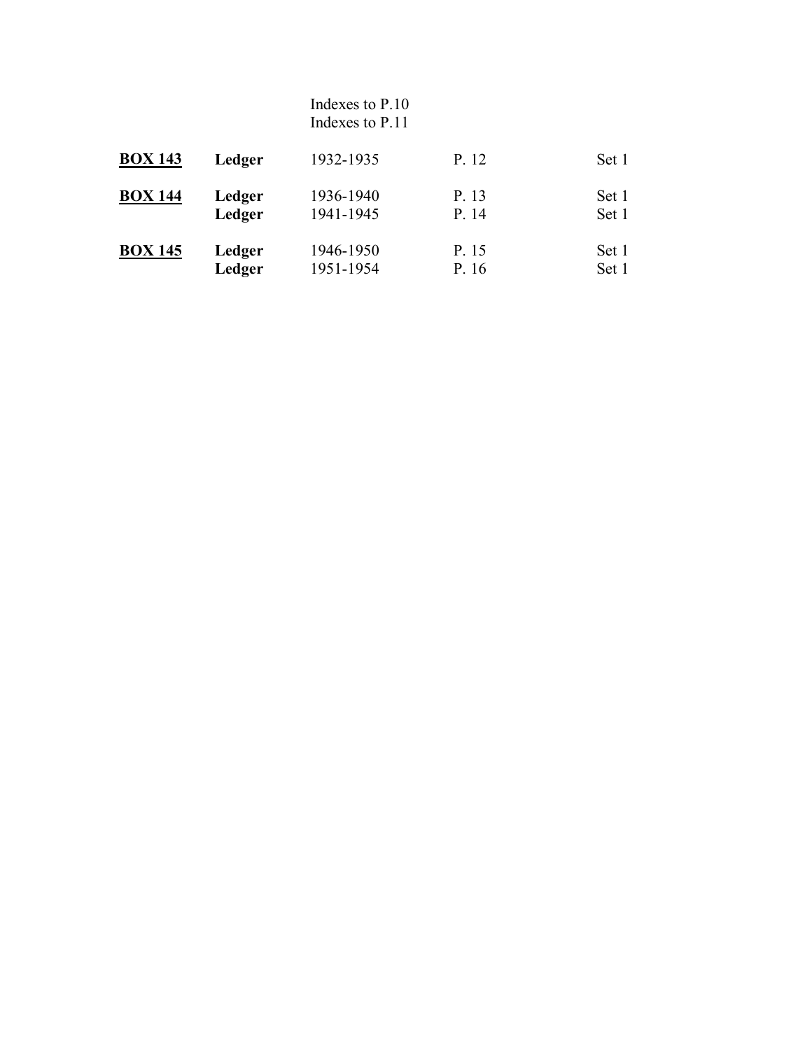| | | | | |
|---|---|---|---|---|
| | | Indexes to P.10 | | |
| | | Indexes to P.11 | | |
| **BOX 143** | **Ledger** | 1932-1935 | P. 12 | Set 1 |
| **BOX 144** | **Ledger** | 1936-1940 | P. 13 | Set 1 |
| | **Ledger** | 1941-1945 | P. 14 | Set 1 |
| **BOX 145** | **Ledger** | 1946-1950 | P. 15 | Set 1 |
| | **Ledger** | 1951-1954 | P. 16 | Set 1 |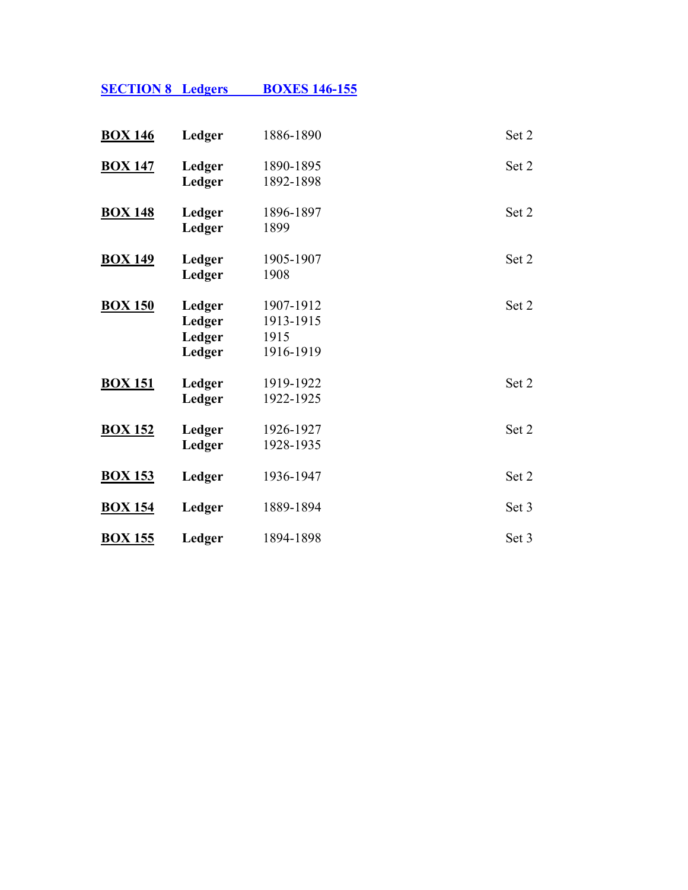## SECTION 8 Ledgers BOXES 146-155

| | | | |
|---|---|---|---|
| **BOX 146** | **Ledger** | 1886-1890 | Set 2 |
| **BOX 147** | **Ledger** | 1890-1895 | Set 2 |
| | **Ledger** | 1892-1898 | |
| **BOX 148** | **Ledger** | 1896-1897 | Set 2 |
| | **Ledger** | 1899 | |
| **BOX 149** | **Ledger** | 1905-1907 | Set 2 |
| | **Ledger** | 1908 | |
| **BOX 150** | **Ledger** | 1907-1912 | Set 2 |
| | **Ledger** | 1913-1915 | |
| | **Ledger** | 1915 | |
| | **Ledger** | 1916-1919 | |
| **BOX 151** | **Ledger** | 1919-1922 | Set 2 |
| | **Ledger** | 1922-1925 | |
| **BOX 152** | **Ledger** | 1926-1927 | Set 2 |
| | **Ledger** | 1928-1935 | |
| **BOX 153** | **Ledger** | 1936-1947 | Set 2 |
| **BOX 154** | **Ledger** | 1889-1894 | Set 3 |
| **BOX 155** | **Ledger** | 1894-1898 | Set 3 |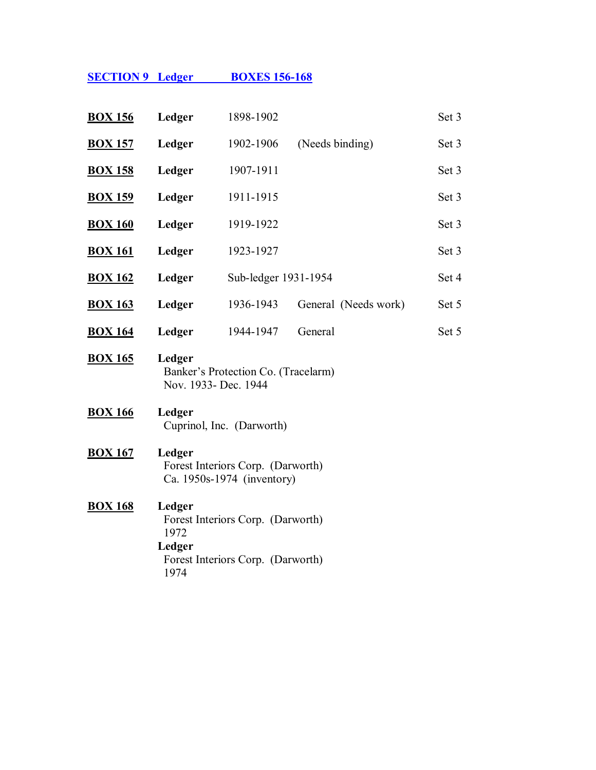## SECTION 9 Ledger BOXES 156-168

| | | | | |
|---|---|---|---|---|
| **BOX 156** | **Ledger** | 1898-1902 | | Set 3 |
| **BOX 157** | **Ledger** | 1902-1906 | (Needs binding) | Set 3 |
| **BOX 158** | **Ledger** | 1907-1911 | | Set 3 |
| **BOX 159** | **Ledger** | 1911-1915 | | Set 3 |
| **BOX 160** | **Ledger** | 1919-1922 | | Set 3 |
| **BOX 161** | **Ledger** | 1923-1927 | | Set 3 |
| **BOX 162** | **Ledger** | Sub-ledger 1931-1954 | | Set 4 |
| **BOX 163** | **Ledger** | 1936-1943 | General (Needs work) | Set 5 |
| **BOX 164** | **Ledger** | 1944-1947 | General | Set 5 |

**BOX 165** **Ledger**
Banker's Protection Co. (Tracelarm)
Nov. 1933- Dec. 1944

**BOX 166** **Ledger**
Cuprinol, Inc. (Darworth)

**BOX 167** **Ledger**
Forest Interiors Corp. (Darworth)
Ca. 1950s-1974 (inventory)

**BOX 168** **Ledger**
Forest Interiors Corp. (Darworth)
1972
**Ledger**
Forest Interiors Corp. (Darworth)
1974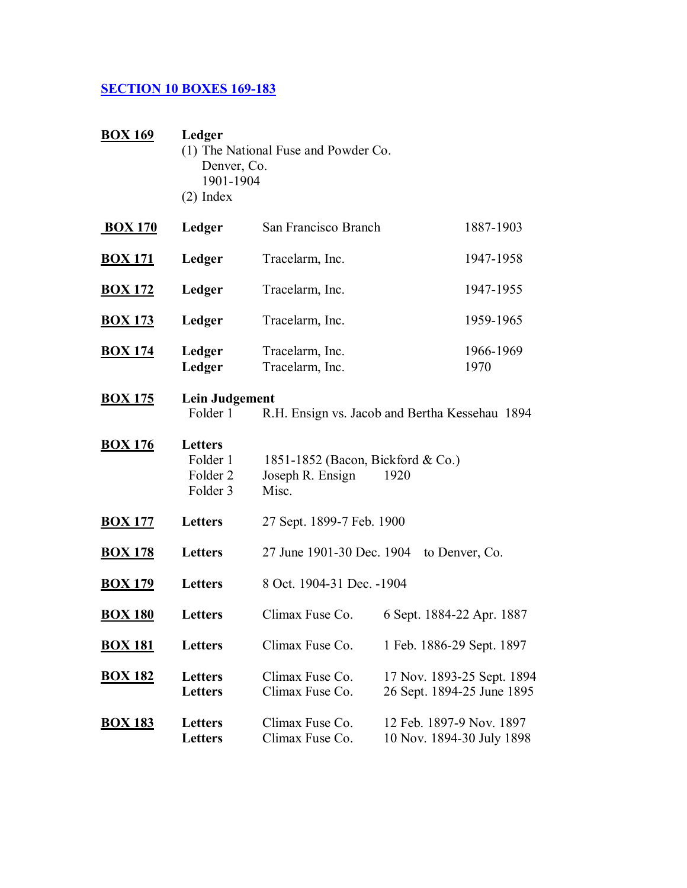## SECTION 10 BOXES 169-183

**BOX 169** **Ledger**
(1) The National Fuse and Powder Co.
Denver, Co.
1901-1904
(2) Index

**BOX 170** **Ledger** San Francisco Branch 1887-1903

**BOX 171** **Ledger** Tracelarm, Inc. 1947-1958

**BOX 172** **Ledger** Tracelarm, Inc. 1947-1955

**BOX 173** **Ledger** Tracelarm, Inc. 1959-1965

**BOX 174** **Ledger** Tracelarm, Inc. 1966-1969
**Ledger** Tracelarm, Inc. 1970

**BOX 175** **Lein Judgement**
Folder 1 R.H. Ensign vs. Jacob and Bertha Kessehau 1894

**BOX 176** **Letters**
Folder 1 1851-1852 (Bacon, Bickford & Co.)
Folder 2 Joseph R. Ensign 1920
Folder 3 Misc.

**BOX 177** **Letters** 27 Sept. 1899-7 Feb. 1900

**BOX 178** **Letters** 27 June 1901-30 Dec. 1904 to Denver, Co.

**BOX 179** **Letters** 8 Oct. 1904-31 Dec. -1904

**BOX 180** **Letters** Climax Fuse Co. 6 Sept. 1884-22 Apr. 1887

**BOX 181** **Letters** Climax Fuse Co. 1 Feb. 1886-29 Sept. 1897

**BOX 182** **Letters** Climax Fuse Co. 17 Nov. 1893-25 Sept. 1894
**Letters** Climax Fuse Co. 26 Sept. 1894-25 June 1895

**BOX 183** **Letters** Climax Fuse Co. 12 Feb. 1897-9 Nov. 1897
**Letters** Climax Fuse Co. 10 Nov. 1894-30 July 1898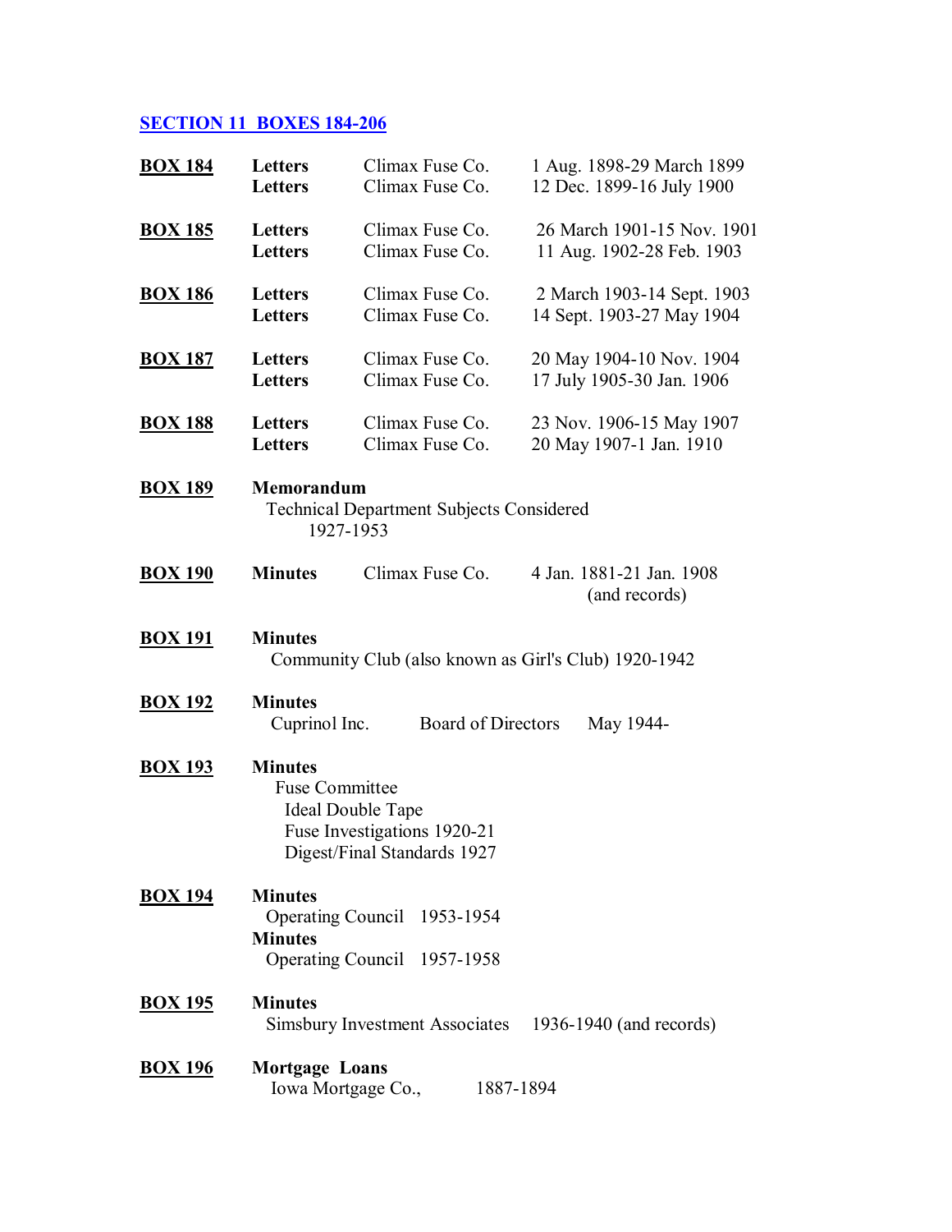## SECTION 11 BOXES 184-206

**BOX 184**
**Letters** Climax Fuse Co. 1 Aug. 1898-29 March 1899
**Letters** Climax Fuse Co. 12 Dec. 1899-16 July 1900

**BOX 185**
**Letters** Climax Fuse Co. 26 March 1901-15 Nov. 1901
**Letters** Climax Fuse Co. 11 Aug. 1902-28 Feb. 1903

**BOX 186**
**Letters** Climax Fuse Co. 2 March 1903-14 Sept. 1903
**Letters** Climax Fuse Co. 14 Sept. 1903-27 May 1904

**BOX 187**
**Letters** Climax Fuse Co. 20 May 1904-10 Nov. 1904
**Letters** Climax Fuse Co. 17 July 1905-30 Jan. 1906

**BOX 188**
**Letters** Climax Fuse Co. 23 Nov. 1906-15 May 1907
**Letters** Climax Fuse Co. 20 May 1907-1 Jan. 1910

**BOX 189**
**Memorandum**
Technical Department Subjects Considered
1927-1953

**BOX 190**
**Minutes** Climax Fuse Co. 4 Jan. 1881-21 Jan. 1908
(and records)

**BOX 191**
**Minutes**
Community Club (also known as Girl's Club) 1920-1942

**BOX 192**
**Minutes**
Cuprinol Inc. Board of Directors May 1944-

**BOX 193**
**Minutes**
Fuse Committee
Ideal Double Tape
Fuse Investigations 1920-21
Digest/Final Standards 1927

**BOX 194**
**Minutes**
Operating Council 1953-1954
**Minutes**
Operating Council 1957-1958

**BOX 195**
**Minutes**
Simsbury Investment Associates 1936-1940 (and records)

**BOX 196**
**Mortgage Loans**
Iowa Mortgage Co., 1887-1894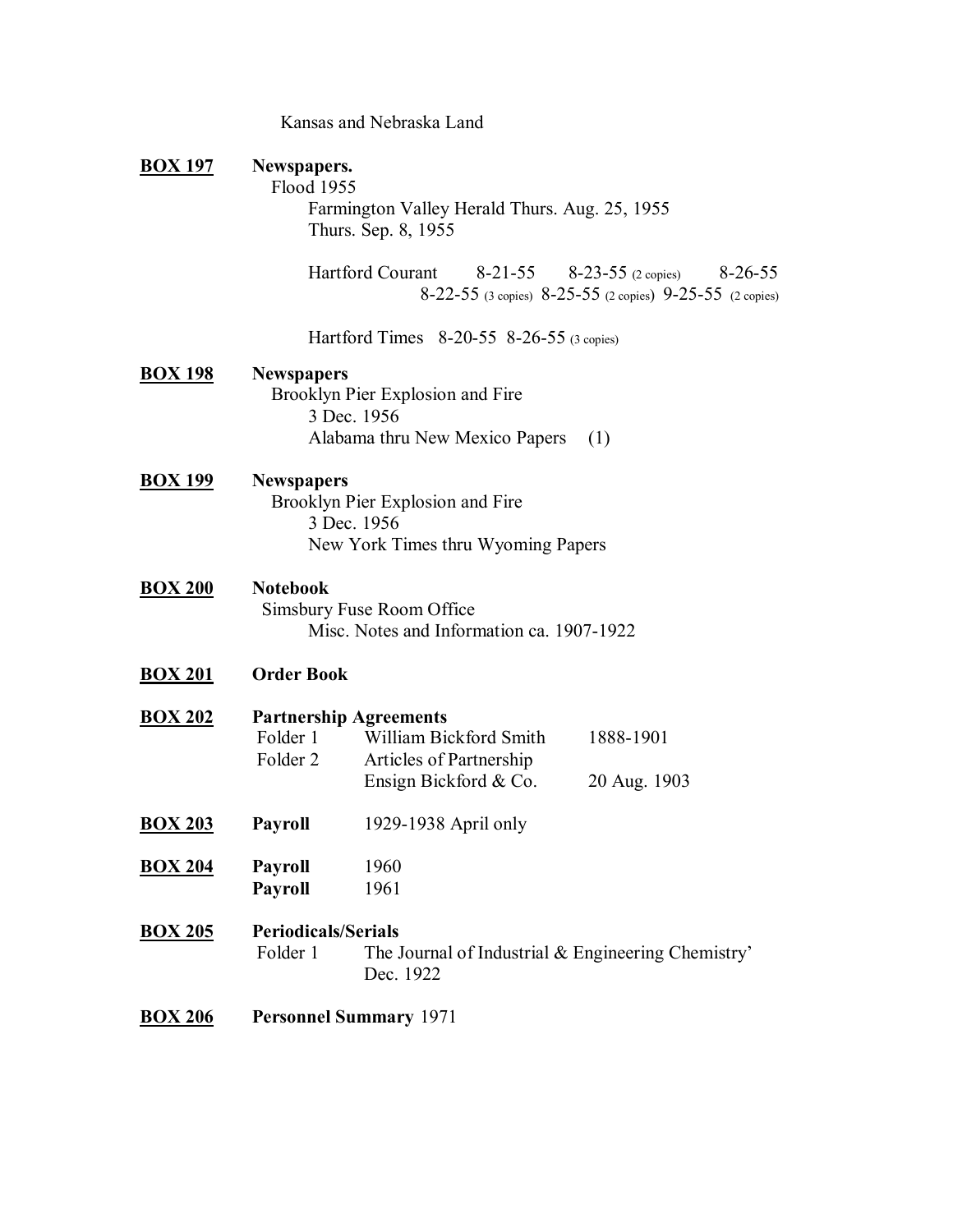Kansas and Nebraska Land

**BOX 197** **Newspapers.**

Flood 1955

Farmington Valley Herald Thurs. Aug. 25, 1955
Thurs. Sep. 8, 1955

Hartford Courant 8-21-55 8-23-55 (2 copies) 8-26-55
8-22-55 (3 copies) 8-25-55 (2 copies) 9-25-55 (2 copies)

Hartford Times 8-20-55 8-26-55 (3 copies)

**BOX 198** **Newspapers**

Brooklyn Pier Explosion and Fire
3 Dec. 1956
Alabama thru New Mexico Papers (1)

**BOX 199** **Newspapers**

Brooklyn Pier Explosion and Fire
3 Dec. 1956
New York Times thru Wyoming Papers

**BOX 200** **Notebook**

Simsbury Fuse Room Office
Misc. Notes and Information ca. 1907-1922

**BOX 201** **Order Book**

**BOX 202** **Partnership Agreements**

| | | |
|---|---|---|
| Folder 1 | William Bickford Smith | 1888-1901 |
| Folder 2 | Articles of Partnership Ensign Bickford & Co. | 20 Aug. 1903 |

**BOX 203** **Payroll** 1929-1938 April only

**BOX 204** **Payroll** 1960
**Payroll** 1961

**BOX 205** **Periodicals/Serials**

Folder 1 The Journal of Industrial & Engineering Chemistry' Dec. 1922

**BOX 206** **Personnel Summary** 1971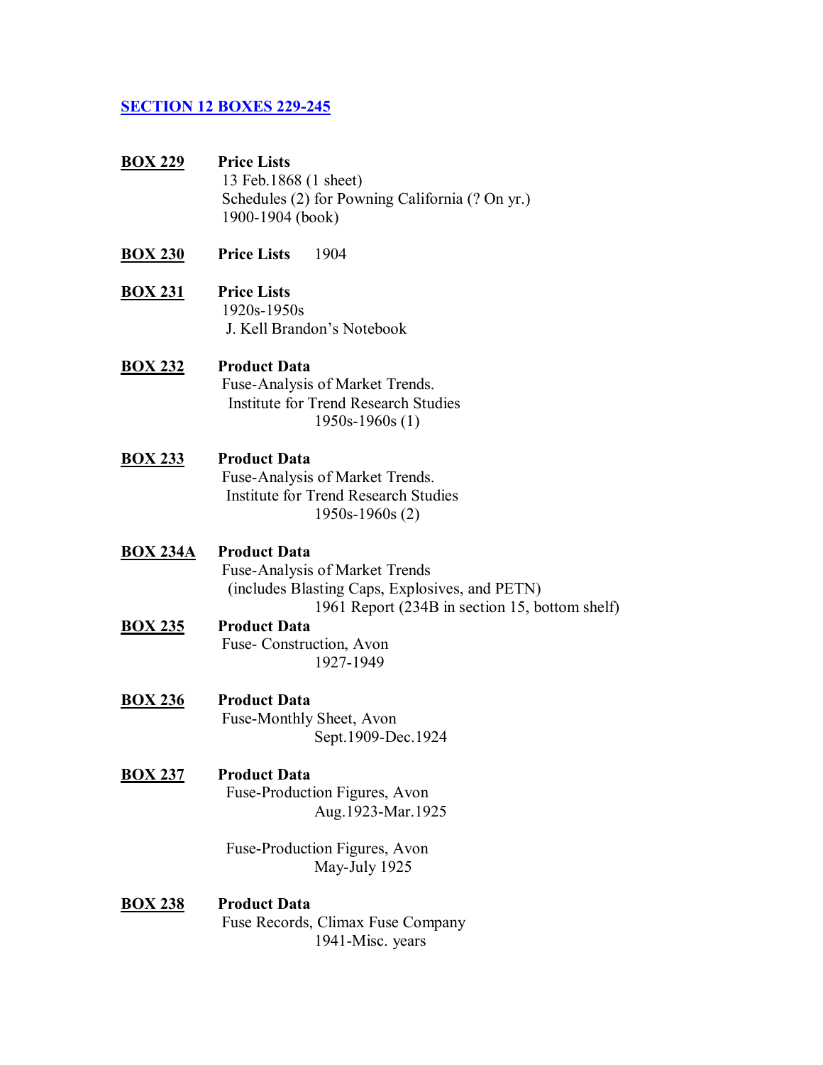## [SECTION 12 BOXES 229-245]

**BOX 229** **Price Lists**
13 Feb.1868 (1 sheet)
Schedules (2) for Powning California (? On yr.)
1900-1904 (book)

**BOX 230** **Price Lists** 1904

**BOX 231** **Price Lists**
1920s-1950s
J. Kell Brandon's Notebook

**BOX 232** **Product Data**
Fuse-Analysis of Market Trends.
Institute for Trend Research Studies
1950s-1960s (1)

**BOX 233** **Product Data**
Fuse-Analysis of Market Trends.
Institute for Trend Research Studies
1950s-1960s (2)

**BOX 234A** **Product Data**
Fuse-Analysis of Market Trends
(includes Blasting Caps, Explosives, and PETN)
1961 Report (234B in section 15, bottom shelf)

**BOX 235** **Product Data**
Fuse- Construction, Avon
1927-1949

**BOX 236** **Product Data**
Fuse-Monthly Sheet, Avon
Sept.1909-Dec.1924

**BOX 237** **Product Data**
Fuse-Production Figures, Avon
Aug.1923-Mar.1925

Fuse-Production Figures, Avon
May-July 1925

**BOX 238** **Product Data**
Fuse Records, Climax Fuse Company
1941-Misc. years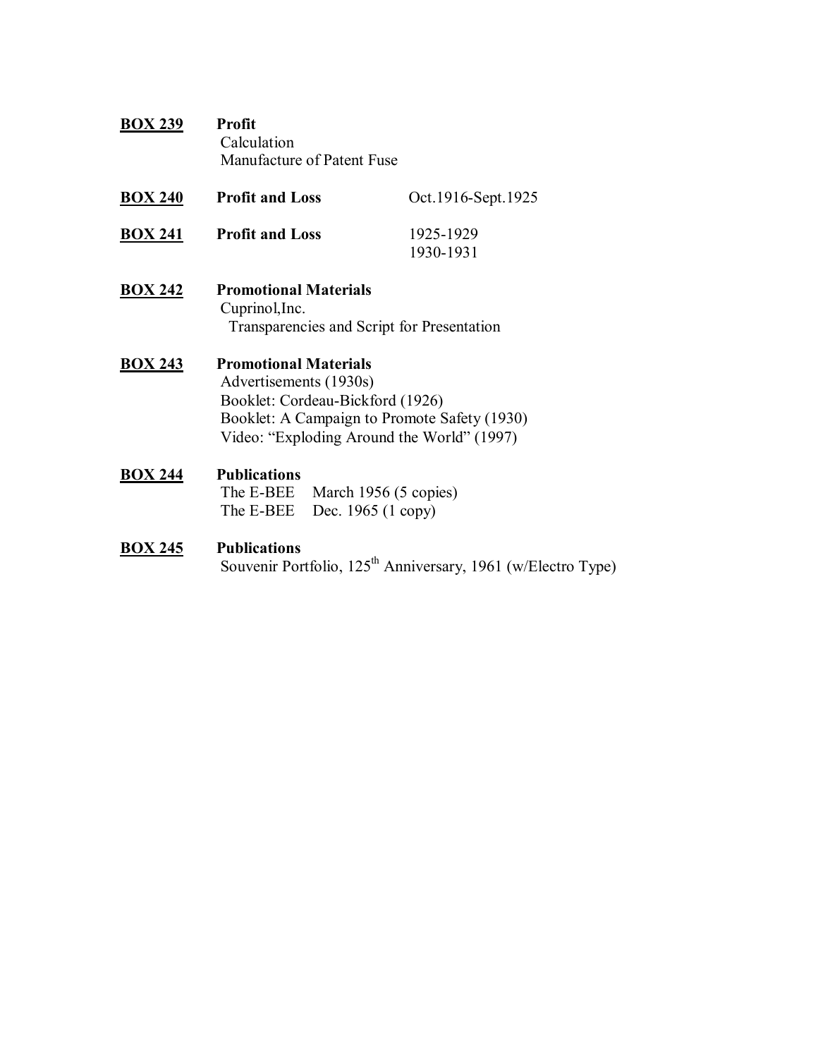**BOX 239** **Profit**
Calculation
Manufacture of Patent Fuse

**BOX 240** **Profit and Loss** Oct.1916-Sept.1925

**BOX 241** **Profit and Loss** 1925-1929
1930-1931

**BOX 242** **Promotional Materials**
Cuprinol,Inc.
Transparencies and Script for Presentation

**BOX 243** **Promotional Materials**
Advertisements (1930s)
Booklet: Cordeau-Bickford (1926)
Booklet: A Campaign to Promote Safety (1930)
Video: "Exploding Around the World" (1997)

**BOX 244** **Publications**
The E-BEE March 1956 (5 copies)
The E-BEE Dec. 1965 (1 copy)

**BOX 245** **Publications**
Souvenir Portfolio, 125th Anniversary, 1961 (w/Electro Type)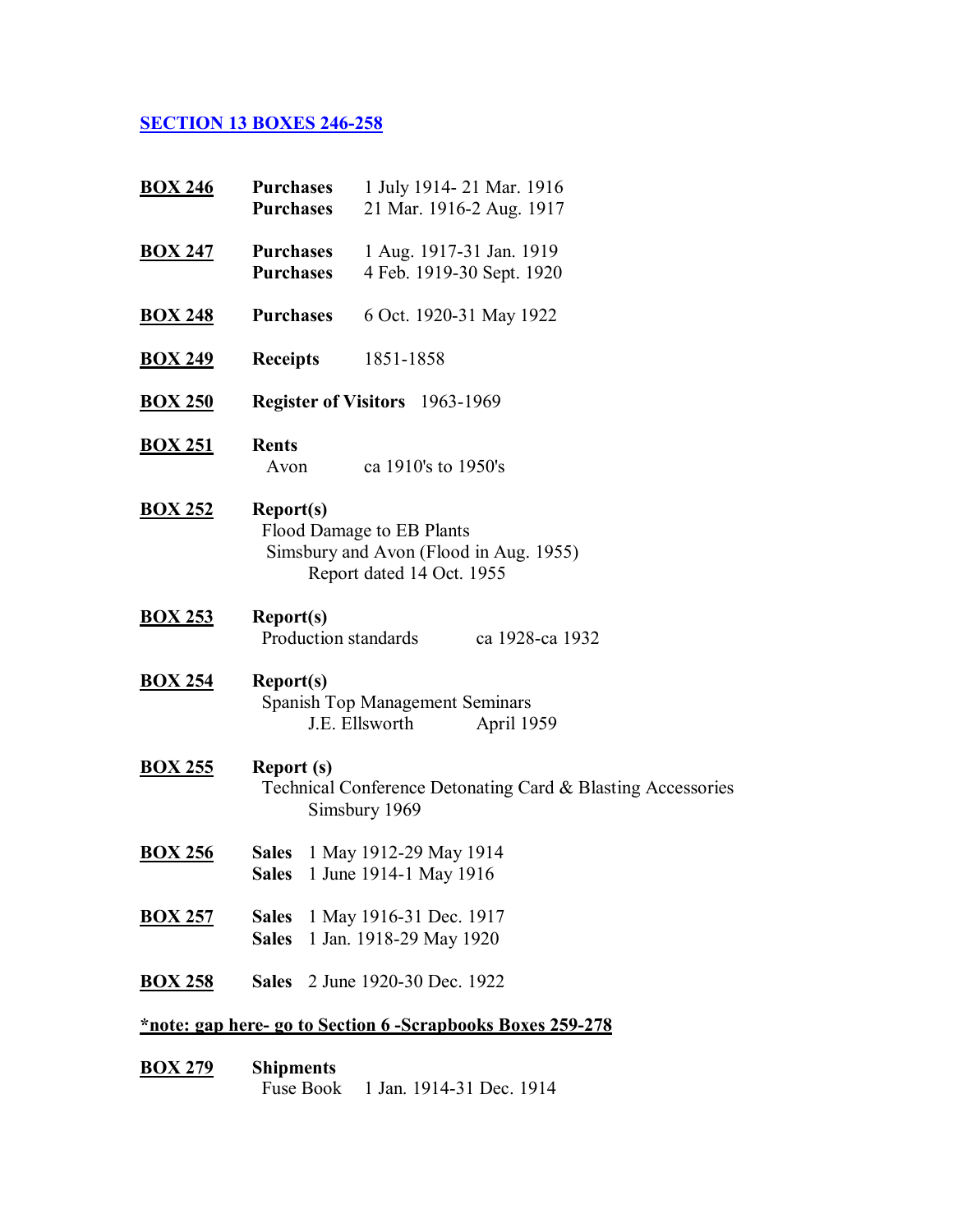## SECTION 13 BOXES 246-258

**BOX 246** — **Purchases** 1 July 1914- 21 Mar. 1916
**Purchases** 21 Mar. 1916-2 Aug. 1917

**BOX 247** — **Purchases** 1 Aug. 1917-31 Jan. 1919
**Purchases** 4 Feb. 1919-30 Sept. 1920

**BOX 248** — **Purchases** 6 Oct. 1920-31 May 1922

**BOX 249** — **Receipts** 1851-1858

**BOX 250** — **Register of Visitors** 1963-1969

**BOX 251** — **Rents**
Avon ca 1910's to 1950's

**BOX 252** — **Report(s)**
Flood Damage to EB Plants
Simsbury and Avon (Flood in Aug. 1955)
Report dated 14 Oct. 1955

**BOX 253** — **Report(s)**
Production standards ca 1928-ca 1932

**BOX 254** — **Report(s)**
Spanish Top Management Seminars
J.E. Ellsworth April 1959

**BOX 255** — **Report (s)**
Technical Conference Detonating Card & Blasting Accessories
Simsbury 1969

**BOX 256** — **Sales** 1 May 1912-29 May 1914
**Sales** 1 June 1914-1 May 1916

**BOX 257** — **Sales** 1 May 1916-31 Dec. 1917
**Sales** 1 Jan. 1918-29 May 1920

**BOX 258** — **Sales** 2 June 1920-30 Dec. 1922

**\*note: gap here- go to Section 6 -Scrapbooks Boxes 259-278**

**BOX 279** — **Shipments**
Fuse Book 1 Jan. 1914-31 Dec. 1914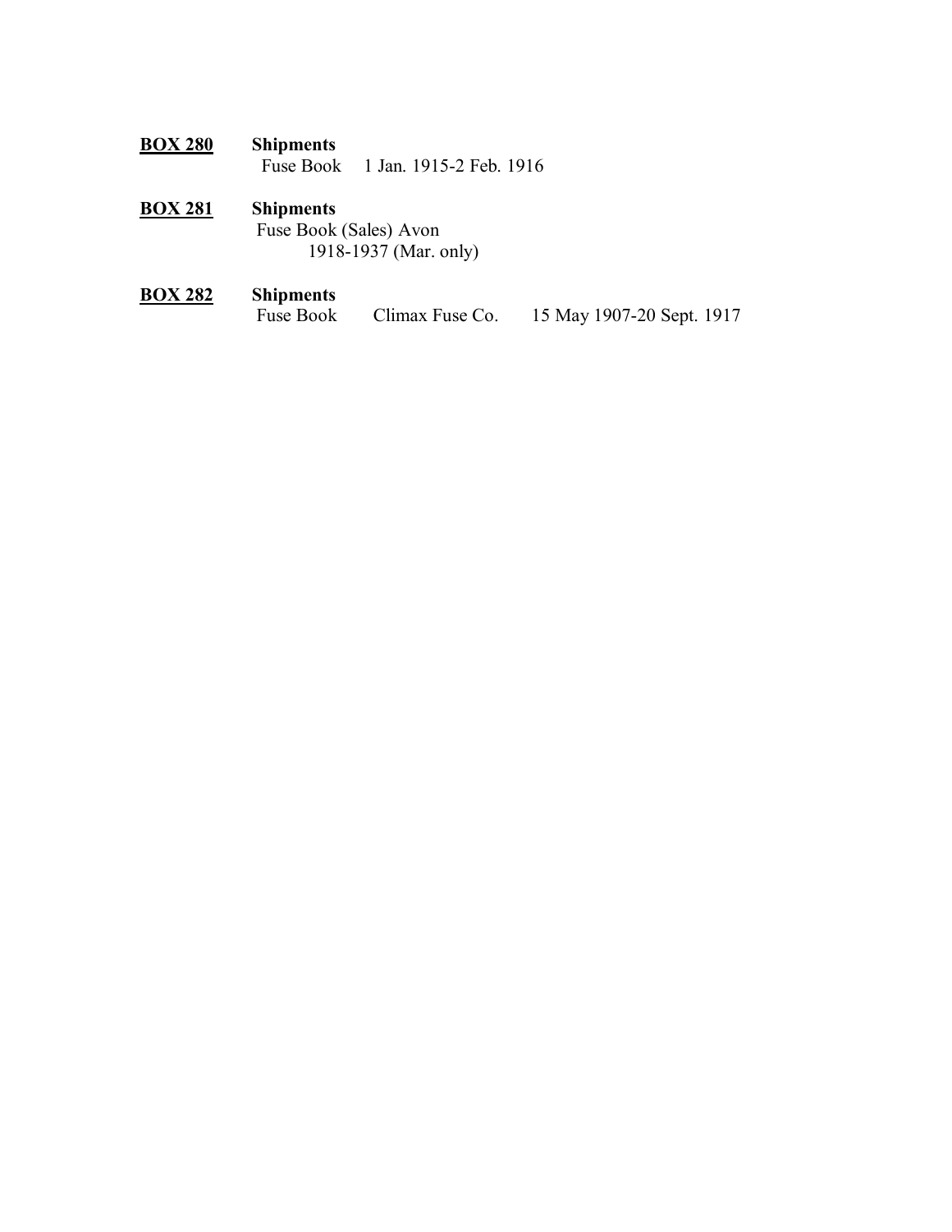**<u>BOX 280</u>** **Shipments**

Fuse Book 1 Jan. 1915-2 Feb. 1916

**<u>BOX 281</u>** **Shipments**

Fuse Book (Sales) Avon

1918-1937 (Mar. only)

**<u>BOX 282</u>** **Shipments**

Fuse Book Climax Fuse Co. 15 May 1907-20 Sept. 1917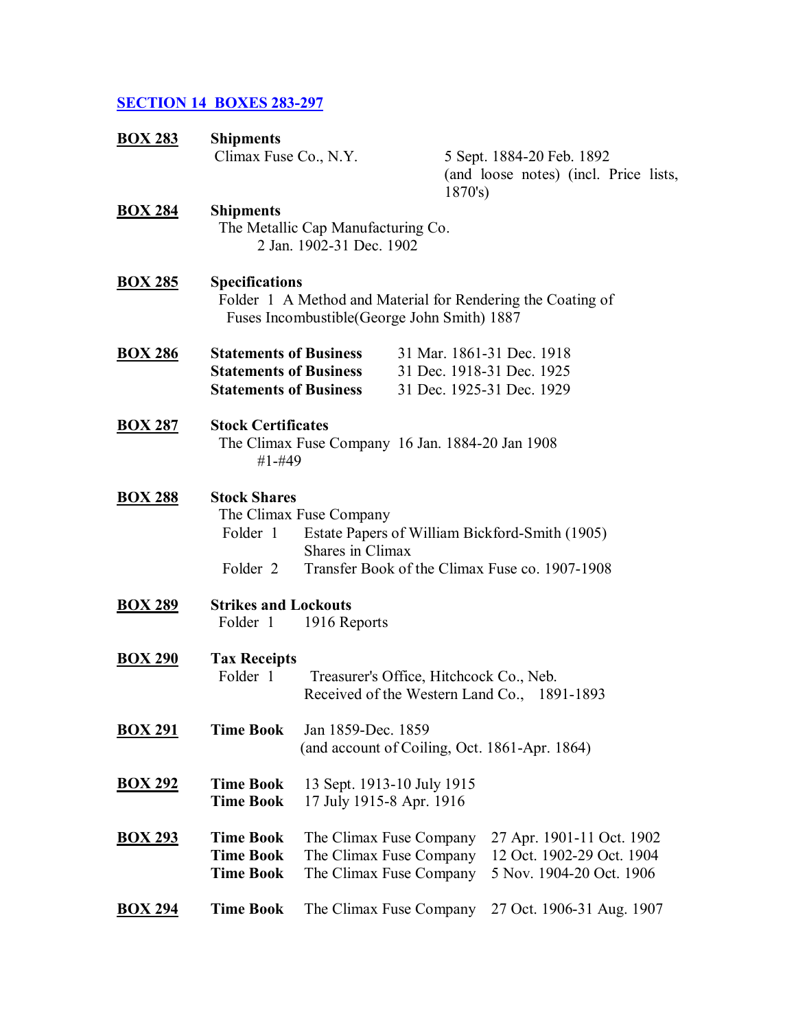## SECTION 14 BOXES 283-297

**BOX 283** **Shipments**
Climax Fuse Co., N.Y. 5 Sept. 1884-20 Feb. 1892 (and loose notes) (incl. Price lists, 1870's)

**BOX 284** **Shipments**
The Metallic Cap Manufacturing Co.
2 Jan. 1902-31 Dec. 1902

**BOX 285** **Specifications**
Folder 1 A Method and Material for Rendering the Coating of Fuses Incombustible(George John Smith) 1887

**BOX 286**
**Statements of Business** 31 Mar. 1861-31 Dec. 1918
**Statements of Business** 31 Dec. 1918-31 Dec. 1925
**Statements of Business** 31 Dec. 1925-31 Dec. 1929

**BOX 287** **Stock Certificates**
The Climax Fuse Company 16 Jan. 1884-20 Jan 1908
#1-#49

**BOX 288** **Stock Shares**
The Climax Fuse Company
Folder 1 Estate Papers of William Bickford-Smith (1905) Shares in Climax
Folder 2 Transfer Book of the Climax Fuse co. 1907-1908

**BOX 289** **Strikes and Lockouts**
Folder 1 1916 Reports

**BOX 290** **Tax Receipts**
Folder 1 Treasurer's Office, Hitchcock Co., Neb.
Received of the Western Land Co., 1891-1893

**BOX 291** **Time Book** Jan 1859-Dec. 1859
(and account of Coiling, Oct. 1861-Apr. 1864)

**BOX 292**
**Time Book** 13 Sept. 1913-10 July 1915
**Time Book** 17 July 1915-8 Apr. 1916

**BOX 293**
**Time Book** The Climax Fuse Company 27 Apr. 1901-11 Oct. 1902
**Time Book** The Climax Fuse Company 12 Oct. 1902-29 Oct. 1904
**Time Book** The Climax Fuse Company 5 Nov. 1904-20 Oct. 1906

**BOX 294** **Time Book** The Climax Fuse Company 27 Oct. 1906-31 Aug. 1907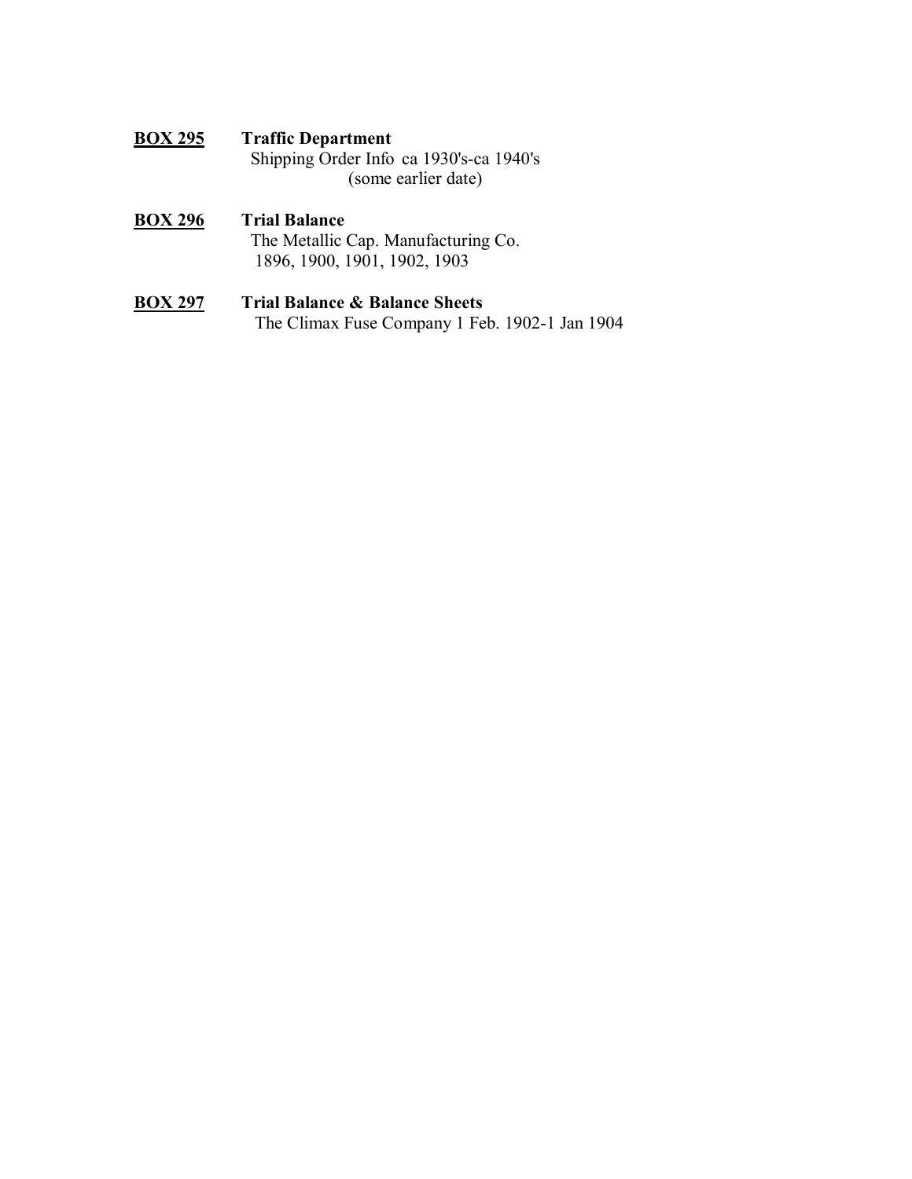**BOX 295** **Traffic Department**
Shipping Order Info ca 1930's-ca 1940's
(some earlier date)

**BOX 296** **Trial Balance**
The Metallic Cap. Manufacturing Co.
1896, 1900, 1901, 1902, 1903

**BOX 297** **Trial Balance & Balance Sheets**
The Climax Fuse Company 1 Feb. 1902-1 Jan 1904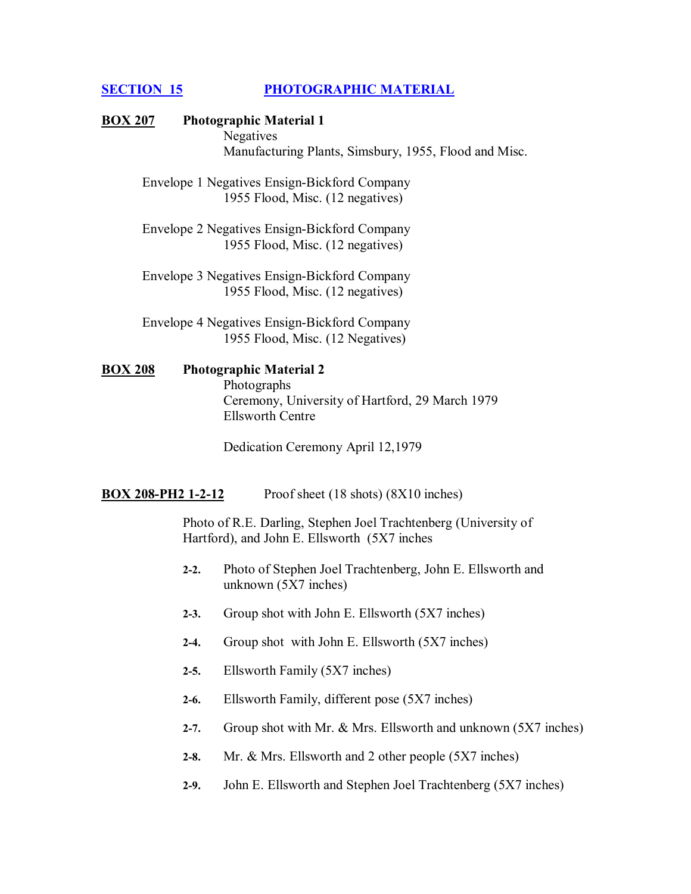## SECTION 15 PHOTOGRAPHIC MATERIAL

**BOX 207** **Photographic Material 1**

Negatives
Manufacturing Plants, Simsbury, 1955, Flood and Misc.

Envelope 1 Negatives Ensign-Bickford Company
1955 Flood, Misc. (12 negatives)

Envelope 2 Negatives Ensign-Bickford Company
1955 Flood, Misc. (12 negatives)

Envelope 3 Negatives Ensign-Bickford Company
1955 Flood, Misc. (12 negatives)

Envelope 4 Negatives Ensign-Bickford Company
1955 Flood, Misc. (12 Negatives)

**BOX 208** **Photographic Material 2**

Photographs
Ceremony, University of Hartford, 29 March 1979
Ellsworth Centre

Dedication Ceremony April 12,1979

**BOX 208-PH2 1-2-12** Proof sheet (18 shots) (8X10 inches)

Photo of R.E. Darling, Stephen Joel Trachtenberg (University of Hartford), and John E. Ellsworth (5X7 inches

**2-2.** Photo of Stephen Joel Trachtenberg, John E. Ellsworth and unknown (5X7 inches)

**2-3.** Group shot with John E. Ellsworth (5X7 inches)

**2-4.** Group shot with John E. Ellsworth (5X7 inches)

**2-5.** Ellsworth Family (5X7 inches)

**2-6.** Ellsworth Family, different pose (5X7 inches)

**2-7.** Group shot with Mr. & Mrs. Ellsworth and unknown (5X7 inches)

**2-8.** Mr. & Mrs. Ellsworth and 2 other people (5X7 inches)

**2-9.** John E. Ellsworth and Stephen Joel Trachtenberg (5X7 inches)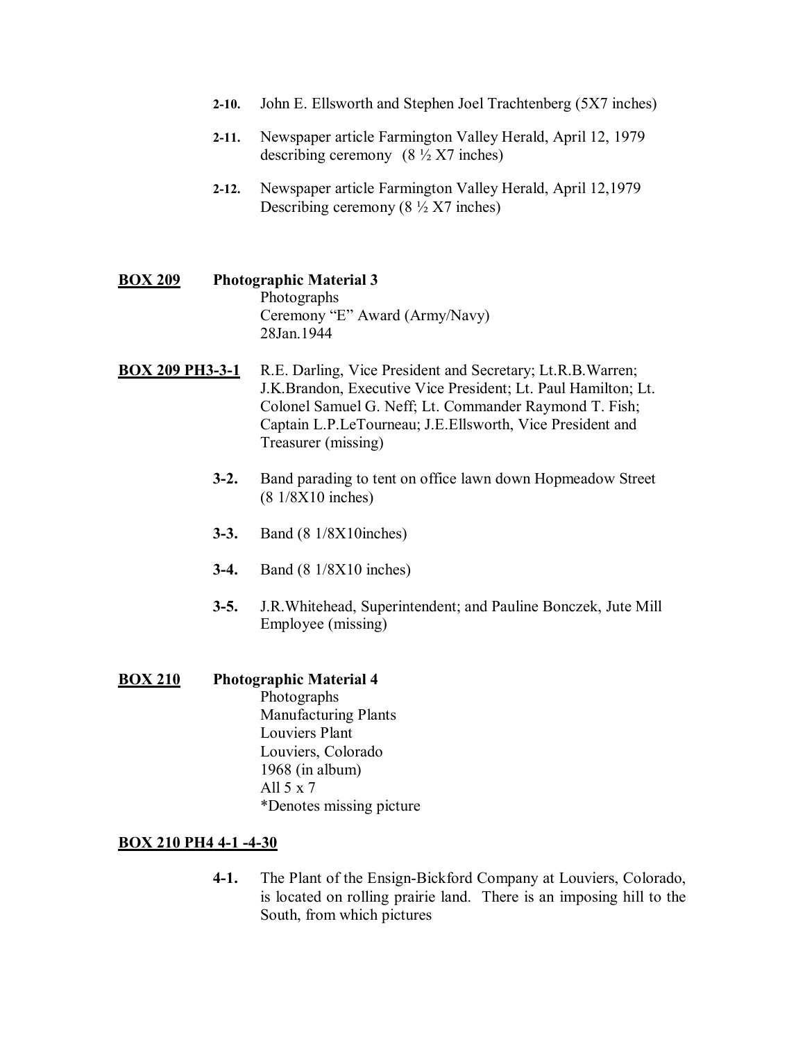**2-10.** John E. Ellsworth and Stephen Joel Trachtenberg (5X7 inches)

**2-11.** Newspaper article Farmington Valley Herald, April 12, 1979 describing ceremony (8 ½ X7 inches)

**2-12.** Newspaper article Farmington Valley Herald, April 12,1979 Describing ceremony (8 ½ X7 inches)

**<u>BOX 209</u>** **Photographic Material 3**
Photographs
Ceremony "E" Award (Army/Navy)
28Jan.1944

**<u>BOX 209 PH3-3-1</u>** R.E. Darling, Vice President and Secretary; Lt.R.B.Warren; J.K.Brandon, Executive Vice President; Lt. Paul Hamilton; Lt. Colonel Samuel G. Neff; Lt. Commander Raymond T. Fish; Captain L.P.LeTourneau; J.E.Ellsworth, Vice President and Treasurer (missing)

**3-2.** Band parading to tent on office lawn down Hopmeadow Street (8 1/8X10 inches)

**3-3.** Band (8 1/8X10inches)

**3-4.** Band (8 1/8X10 inches)

**3-5.** J.R.Whitehead, Superintendent; and Pauline Bonczek, Jute Mill Employee (missing)

**<u>BOX 210</u>** **Photographic Material 4**
Photographs
Manufacturing Plants
Louviers Plant
Louviers, Colorado
1968 (in album)
All 5 x 7
*Denotes missing picture

**<u>BOX 210 PH4 4-1 -4-30</u>**

**4-1.** The Plant of the Ensign-Bickford Company at Louviers, Colorado, is located on rolling prairie land. There is an imposing hill to the South, from which pictures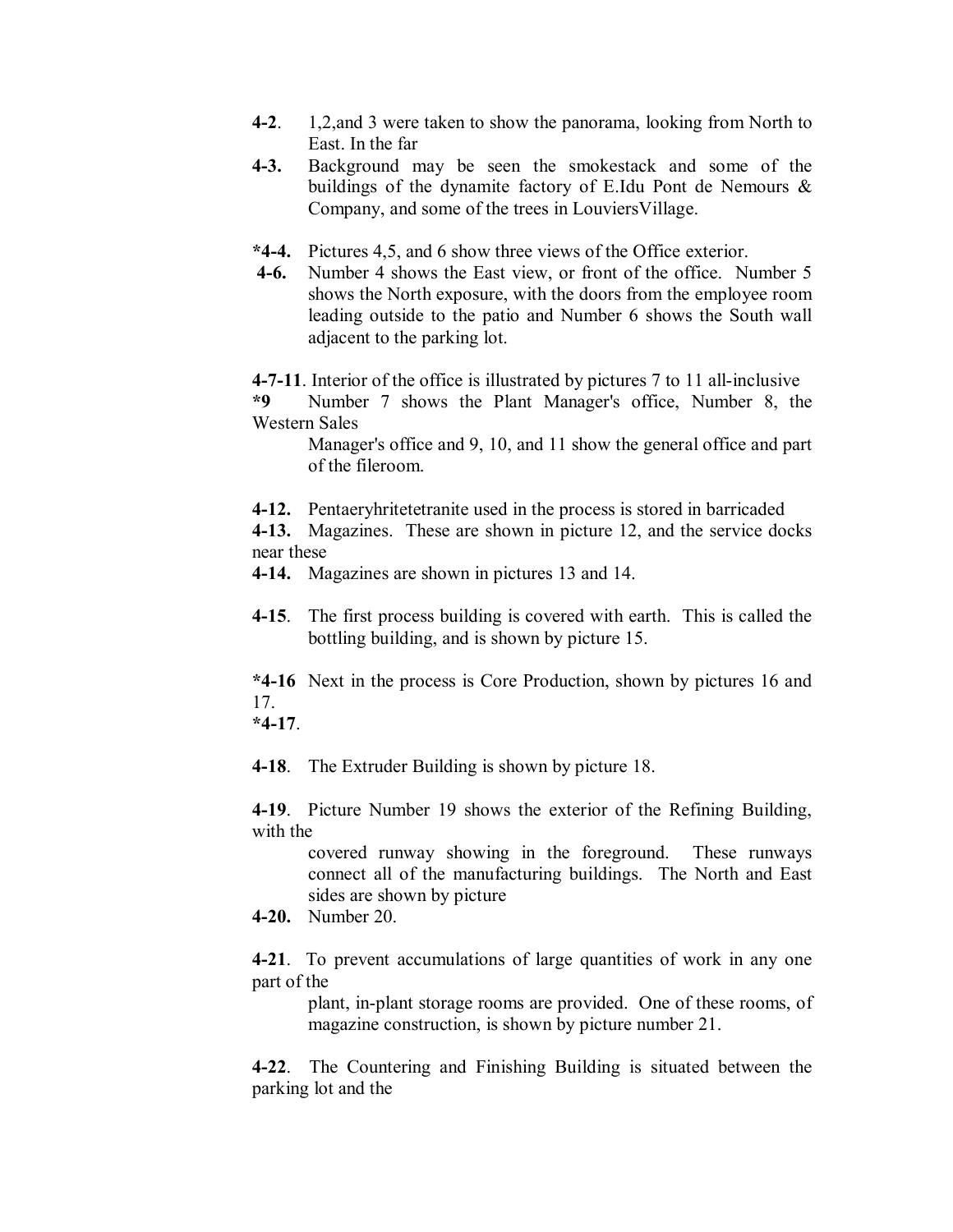**4-2**. 1,2,and 3 were taken to show the panorama, looking from North to East. In the far

**4-3.** Background may be seen the smokestack and some of the buildings of the dynamite factory of E.Idu Pont de Nemours & Company, and some of the trees in LouviersVillage.

***4-4.** Pictures 4,5, and 6 show three views of the Office exterior.

**4-6.** Number 4 shows the East view, or front of the office. Number 5 shows the North exposure, with the doors from the employee room leading outside to the patio and Number 6 shows the South wall adjacent to the parking lot.

**4-7-11**. Interior of the office is illustrated by pictures 7 to 11 all-inclusive

***9** Number 7 shows the Plant Manager's office, Number 8, the Western Sales Manager's office and 9, 10, and 11 show the general office and part of the fileroom.

**4-12.** Pentaeryhritetetranite used in the process is stored in barricaded

**4-13.** Magazines. These are shown in picture 12, and the service docks near these

**4-14.** Magazines are shown in pictures 13 and 14.

**4-15**. The first process building is covered with earth. This is called the bottling building, and is shown by picture 15.

***4-16** Next in the process is Core Production, shown by pictures 16 and 17.

***4-17**.

**4-18**. The Extruder Building is shown by picture 18.

**4-19**. Picture Number 19 shows the exterior of the Refining Building, with the covered runway showing in the foreground. These runways connect all of the manufacturing buildings. The North and East sides are shown by picture

**4-20.** Number 20.

**4-21**. To prevent accumulations of large quantities of work in any one part of the plant, in-plant storage rooms are provided. One of these rooms, of magazine construction, is shown by picture number 21.

**4-22**. The Countering and Finishing Building is situated between the parking lot and the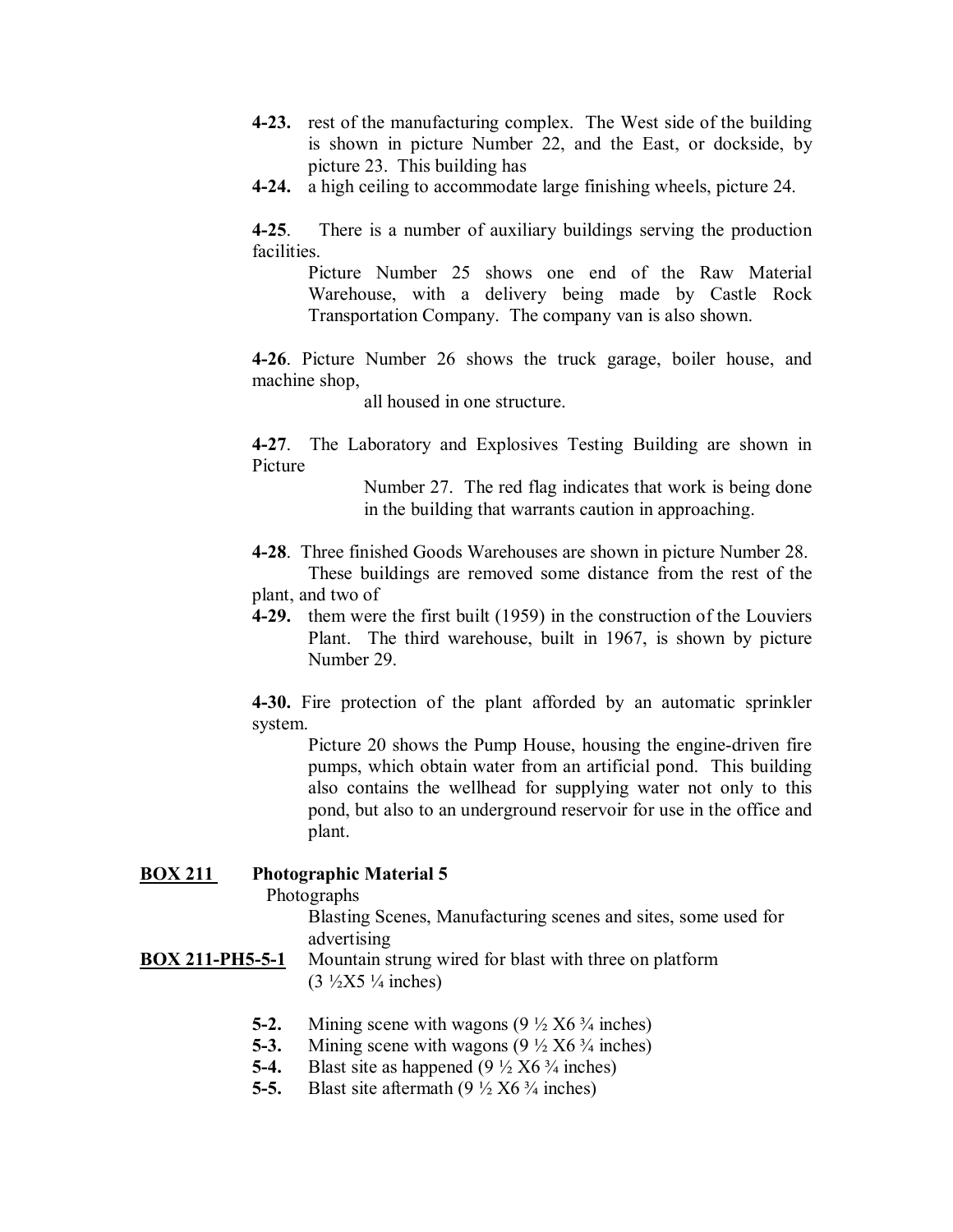**4-23.** rest of the manufacturing complex. The West side of the building is shown in picture Number 22, and the East, or dockside, by picture 23. This building has

**4-24.** a high ceiling to accommodate large finishing wheels, picture 24.

**4-25**. There is a number of auxiliary buildings serving the production facilities.

Picture Number 25 shows one end of the Raw Material Warehouse, with a delivery being made by Castle Rock Transportation Company. The company van is also shown.

**4-26**. Picture Number 26 shows the truck garage, boiler house, and machine shop,

all housed in one structure.

**4-27**. The Laboratory and Explosives Testing Building are shown in Picture

Number 27. The red flag indicates that work is being done in the building that warrants caution in approaching.

**4-28**. Three finished Goods Warehouses are shown in picture Number 28.

These buildings are removed some distance from the rest of the plant, and two of

**4-29.** them were the first built (1959) in the construction of the Louviers Plant. The third warehouse, built in 1967, is shown by picture Number 29.

**4-30.** Fire protection of the plant afforded by an automatic sprinkler system.

Picture 20 shows the Pump House, housing the engine-driven fire pumps, which obtain water from an artificial pond. This building also contains the wellhead for supplying water not only to this pond, but also to an underground reservoir for use in the office and plant.

**BOX 211** **Photographic Material 5**

Photographs

Blasting Scenes, Manufacturing scenes and sites, some used for advertising

**BOX 211-PH5-5-1** Mountain strung wired for blast with three on platform (3 ½X5 ¼ inches)

- **5-2.** Mining scene with wagons (9 ½ X6 ¾ inches)
- **5-3.** Mining scene with wagons (9 ½ X6 ¾ inches)
- **5-4.** Blast site as happened (9 ½ X6 ¾ inches)
- **5-5.** Blast site aftermath (9 ½ X6 ¾ inches)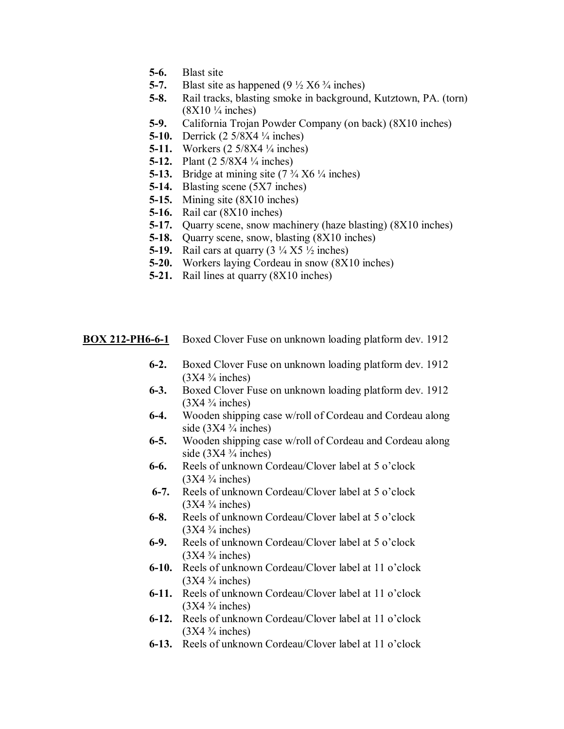**5-6.** Blast site
**5-7.** Blast site as happened (9 ½ X6 ¾ inches)
**5-8.** Rail tracks, blasting smoke in background, Kutztown, PA. (torn) (8X10 ¼ inches)
**5-9.** California Trojan Powder Company (on back) (8X10 inches)
**5-10.** Derrick (2 5/8X4 ¼ inches)
**5-11.** Workers (2 5/8X4 ¼ inches)
**5-12.** Plant (2 5/8X4 ¼ inches)
**5-13.** Bridge at mining site (7 ¾ X6 ¼ inches)
**5-14.** Blasting scene (5X7 inches)
**5-15.** Mining site (8X10 inches)
**5-16.** Rail car (8X10 inches)
**5-17.** Quarry scene, snow machinery (haze blasting) (8X10 inches)
**5-18.** Quarry scene, snow, blasting (8X10 inches)
**5-19.** Rail cars at quarry (3 ¼ X5 ½ inches)
**5-20.** Workers laying Cordeau in snow (8X10 inches)
**5-21.** Rail lines at quarry (8X10 inches)

**BOX 212-PH6-6-1** Boxed Clover Fuse on unknown loading platform dev. 1912

**6-2.** Boxed Clover Fuse on unknown loading platform dev. 1912 (3X4 ¾ inches)
**6-3.** Boxed Clover Fuse on unknown loading platform dev. 1912 (3X4 ¾ inches)
**6-4.** Wooden shipping case w/roll of Cordeau and Cordeau along side (3X4 ¾ inches)
**6-5.** Wooden shipping case w/roll of Cordeau and Cordeau along side (3X4 ¾ inches)
**6-6.** Reels of unknown Cordeau/Clover label at 5 o'clock (3X4 ¾ inches)
**6-7.** Reels of unknown Cordeau/Clover label at 5 o'clock (3X4 ¾ inches)
**6-8.** Reels of unknown Cordeau/Clover label at 5 o'clock (3X4 ¾ inches)
**6-9.** Reels of unknown Cordeau/Clover label at 5 o'clock (3X4 ¾ inches)
**6-10.** Reels of unknown Cordeau/Clover label at 11 o'clock (3X4 ¾ inches)
**6-11.** Reels of unknown Cordeau/Clover label at 11 o'clock (3X4 ¾ inches)
**6-12.** Reels of unknown Cordeau/Clover label at 11 o'clock (3X4 ¾ inches)
**6-13.** Reels of unknown Cordeau/Clover label at 11 o'clock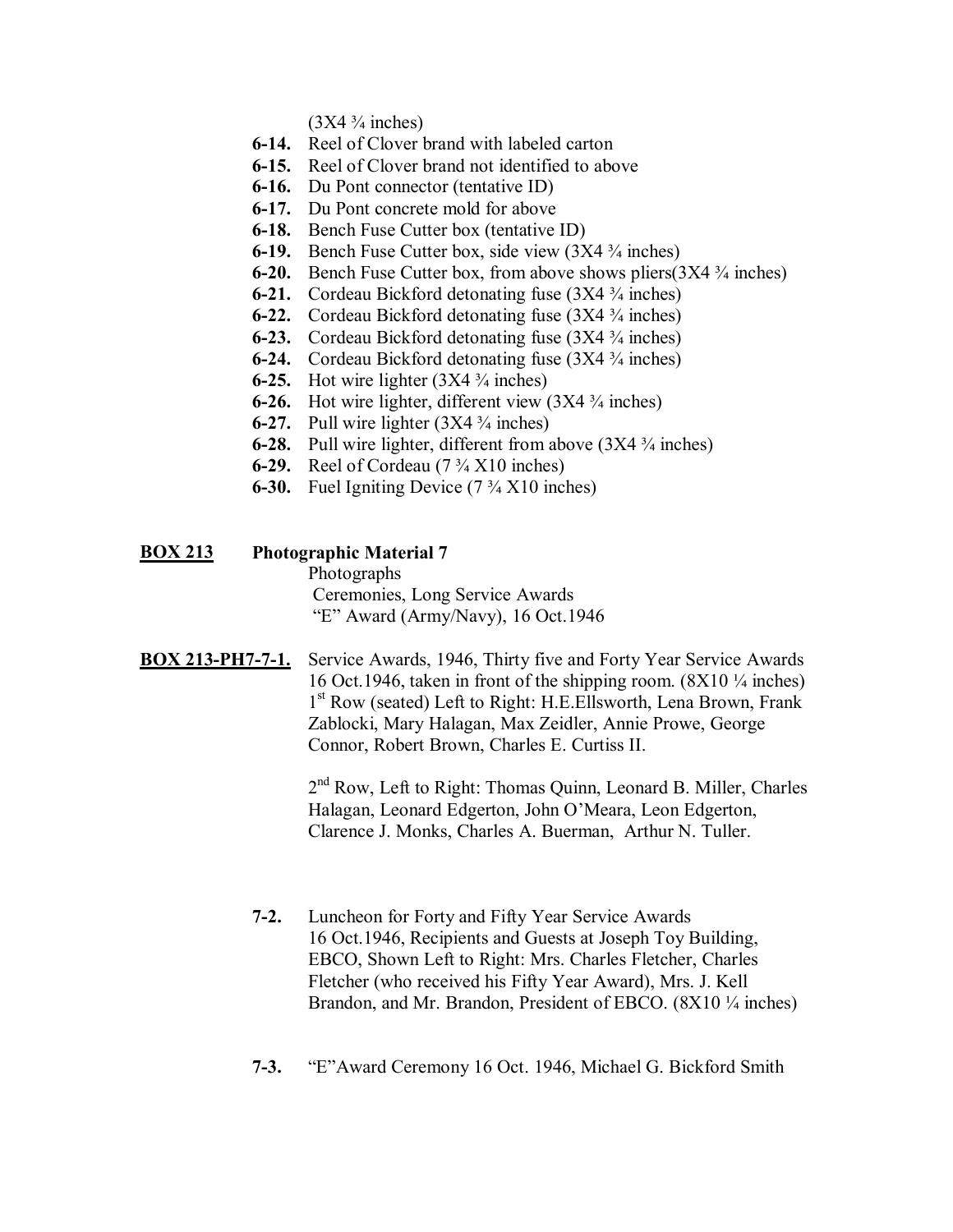(3X4 ¾ inches)

- **6-14.** Reel of Clover brand with labeled carton
- **6-15.** Reel of Clover brand not identified to above
- **6-16.** Du Pont connector (tentative ID)
- **6-17.** Du Pont concrete mold for above
- **6-18.** Bench Fuse Cutter box (tentative ID)
- **6-19.** Bench Fuse Cutter box, side view (3X4 ¾ inches)
- **6-20.** Bench Fuse Cutter box, from above shows pliers(3X4 ¾ inches)
- **6-21.** Cordeau Bickford detonating fuse (3X4 ¾ inches)
- **6-22.** Cordeau Bickford detonating fuse (3X4 ¾ inches)
- **6-23.** Cordeau Bickford detonating fuse (3X4 ¾ inches)
- **6-24.** Cordeau Bickford detonating fuse (3X4 ¾ inches)
- **6-25.** Hot wire lighter (3X4 ¾ inches)
- **6-26.** Hot wire lighter, different view (3X4 ¾ inches)
- **6-27.** Pull wire lighter (3X4 ¾ inches)
- **6-28.** Pull wire lighter, different from above (3X4 ¾ inches)
- **6-29.** Reel of Cordeau (7 ¾ X10 inches)
- **6-30.** Fuel Igniting Device (7 ¾ X10 inches)

**BOX 213** **Photographic Material 7**

Photographs
Ceremonies, Long Service Awards
"E" Award (Army/Navy), 16 Oct.1946

**BOX 213-PH7-7-1.** Service Awards, 1946, Thirty five and Forty Year Service Awards 16 Oct.1946, taken in front of the shipping room. (8X10 ¼ inches) 1st Row (seated) Left to Right: H.E.Ellsworth, Lena Brown, Frank Zablocki, Mary Halagan, Max Zeidler, Annie Prowe, George Connor, Robert Brown, Charles E. Curtiss II.

2nd Row, Left to Right: Thomas Quinn, Leonard B. Miller, Charles Halagan, Leonard Edgerton, John O'Meara, Leon Edgerton, Clarence J. Monks, Charles A. Buerman, Arthur N. Tuller.

**7-2.** Luncheon for Forty and Fifty Year Service Awards 16 Oct.1946, Recipients and Guests at Joseph Toy Building, EBCO, Shown Left to Right: Mrs. Charles Fletcher, Charles Fletcher (who received his Fifty Year Award), Mrs. J. Kell Brandon, and Mr. Brandon, President of EBCO. (8X10 ¼ inches)

**7-3.** "E"Award Ceremony 16 Oct. 1946, Michael G. Bickford Smith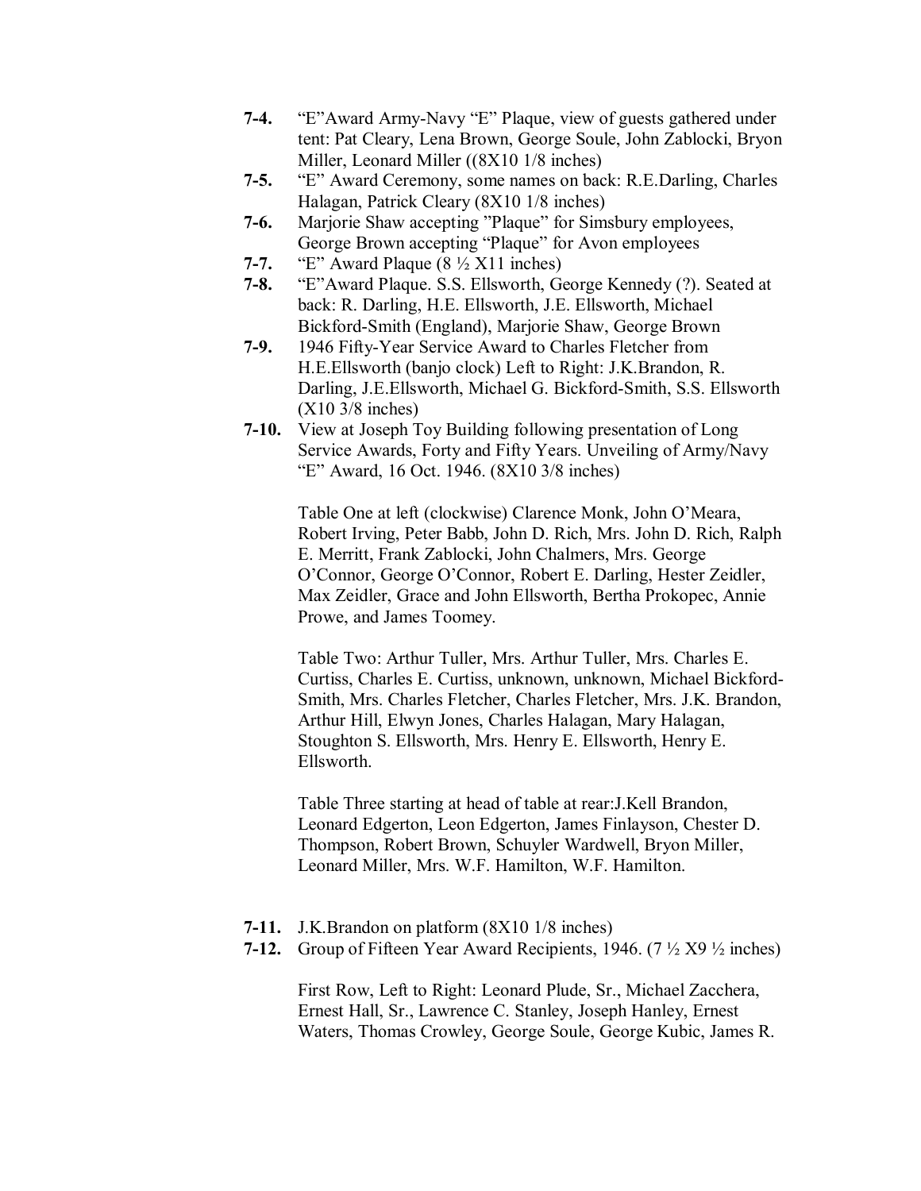**7-4.** "E"Award Army-Navy "E" Plaque, view of guests gathered under tent: Pat Cleary, Lena Brown, George Soule, John Zablocki, Bryon Miller, Leonard Miller ((8X10 1/8 inches)

**7-5.** "E" Award Ceremony, some names on back: R.E.Darling, Charles Halagan, Patrick Cleary (8X10 1/8 inches)

**7-6.** Marjorie Shaw accepting "Plaque" for Simsbury employees, George Brown accepting "Plaque" for Avon employees

**7-7.** "E" Award Plaque (8 ½ X11 inches)

**7-8.** "E"Award Plaque. S.S. Ellsworth, George Kennedy (?). Seated at back: R. Darling, H.E. Ellsworth, J.E. Ellsworth, Michael Bickford-Smith (England), Marjorie Shaw, George Brown

**7-9.** 1946 Fifty-Year Service Award to Charles Fletcher from H.E.Ellsworth (banjo clock) Left to Right: J.K.Brandon, R. Darling, J.E.Ellsworth, Michael G. Bickford-Smith, S.S. Ellsworth (X10 3/8 inches)

**7-10.** View at Joseph Toy Building following presentation of Long Service Awards, Forty and Fifty Years. Unveiling of Army/Navy "E" Award, 16 Oct. 1946. (8X10 3/8 inches)

Table One at left (clockwise) Clarence Monk, John O'Meara, Robert Irving, Peter Babb, John D. Rich, Mrs. John D. Rich, Ralph E. Merritt, Frank Zablocki, John Chalmers, Mrs. George O'Connor, George O'Connor, Robert E. Darling, Hester Zeidler, Max Zeidler, Grace and John Ellsworth, Bertha Prokopec, Annie Prowe, and James Toomey.

Table Two: Arthur Tuller, Mrs. Arthur Tuller, Mrs. Charles E. Curtiss, Charles E. Curtiss, unknown, unknown, Michael Bickford-Smith, Mrs. Charles Fletcher, Charles Fletcher, Mrs. J.K. Brandon, Arthur Hill, Elwyn Jones, Charles Halagan, Mary Halagan, Stoughton S. Ellsworth, Mrs. Henry E. Ellsworth, Henry E. Ellsworth.

Table Three starting at head of table at rear:J.Kell Brandon, Leonard Edgerton, Leon Edgerton, James Finlayson, Chester D. Thompson, Robert Brown, Schuyler Wardwell, Bryon Miller, Leonard Miller, Mrs. W.F. Hamilton, W.F. Hamilton.

**7-11.** J.K.Brandon on platform (8X10 1/8 inches)

**7-12.** Group of Fifteen Year Award Recipients, 1946. (7 ½ X9 ½ inches)

First Row, Left to Right: Leonard Plude, Sr., Michael Zacchera, Ernest Hall, Sr., Lawrence C. Stanley, Joseph Hanley, Ernest Waters, Thomas Crowley, George Soule, George Kubic, James R.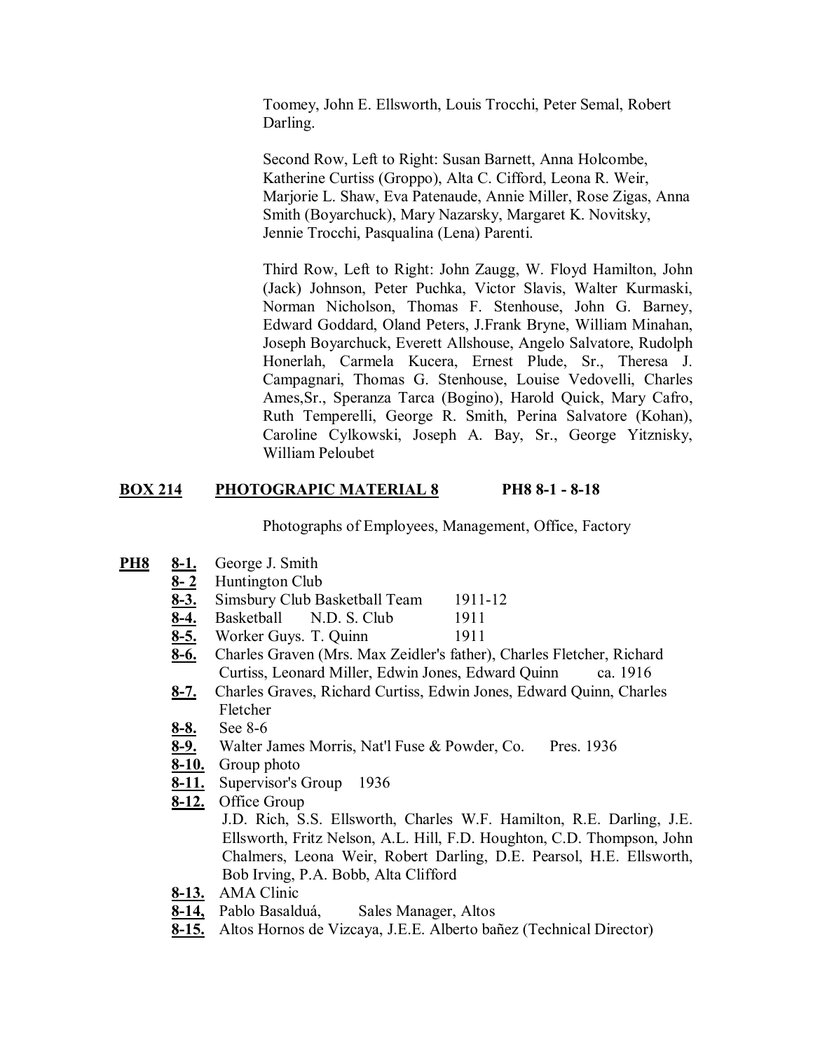Toomey, John E. Ellsworth, Louis Trocchi, Peter Semal, Robert Darling.

Second Row, Left to Right: Susan Barnett, Anna Holcombe, Katherine Curtiss (Groppo), Alta C. Cifford, Leona R. Weir, Marjorie L. Shaw, Eva Patenaude, Annie Miller, Rose Zigas, Anna Smith (Boyarchuck), Mary Nazarsky, Margaret K. Novitsky, Jennie Trocchi, Pasqualina (Lena) Parenti.

Third Row, Left to Right: John Zaugg, W. Floyd Hamilton, John (Jack) Johnson, Peter Puchka, Victor Slavis, Walter Kurmaski, Norman Nicholson, Thomas F. Stenhouse, John G. Barney, Edward Goddard, Oland Peters, J.Frank Bryne, William Minahan, Joseph Boyarchuck, Everett Allshouse, Angelo Salvatore, Rudolph Honerlah, Carmela Kucera, Ernest Plude, Sr., Theresa J. Campagnari, Thomas G. Stenhouse, Louise Vedovelli, Charles Ames,Sr., Speranza Tarca (Bogino), Harold Quick, Mary Cafro, Ruth Temperelli, George R. Smith, Perina Salvatore (Kohan), Caroline Cylkowski, Joseph A. Bay, Sr., George Yitznisky, William Peloubet

**BOX 214 PHOTOGRAPIC MATERIAL 8 PH8 8-1 - 8-18**

Photographs of Employees, Management, Office, Factory

**PH8**

- **8-1.** George J. Smith
- **8- 2** Huntington Club
- **8-3.** Simsbury Club Basketball Team 1911-12
- **8-4.** Basketball N.D. S. Club 1911
- **8-5.** Worker Guys. T. Quinn 1911
- **8-6.** Charles Graven (Mrs. Max Zeidler's father), Charles Fletcher, Richard Curtiss, Leonard Miller, Edwin Jones, Edward Quinn ca. 1916
- **8-7.** Charles Graves, Richard Curtiss, Edwin Jones, Edward Quinn, Charles Fletcher
- **8-8.** See 8-6
- **8-9.** Walter James Morris, Nat'l Fuse & Powder, Co. Pres. 1936
- **8-10.** Group photo
- **8-11.** Supervisor's Group 1936
- **8-12.** Office Group
  J.D. Rich, S.S. Ellsworth, Charles W.F. Hamilton, R.E. Darling, J.E. Ellsworth, Fritz Nelson, A.L. Hill, F.D. Houghton, C.D. Thompson, John Chalmers, Leona Weir, Robert Darling, D.E. Pearsol, H.E. Ellsworth, Bob Irving, P.A. Bobb, Alta Clifford
- **8-13.** AMA Clinic
- **8-14,** Pablo Basalduá, Sales Manager, Altos
- **8-15.** Altos Hornos de Vizcaya, J.E.E. Alberto bañez (Technical Director)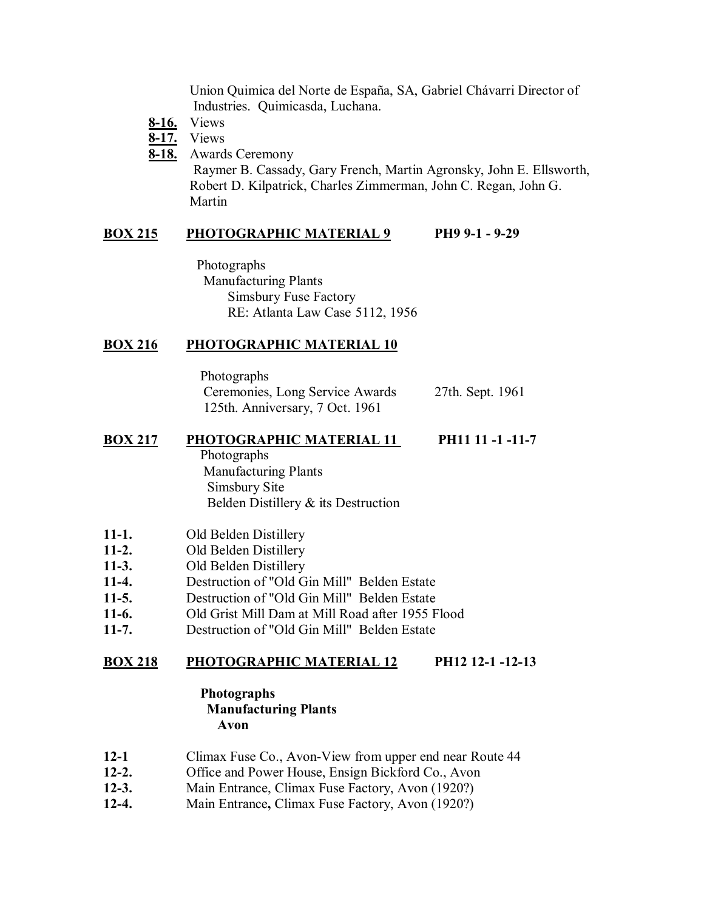Union Quimica del Norte de España, SA, Gabriel Chávarri Director of Industries. Quimicasda, Luchana.

- **8-16.** Views
- **8-17.** Views
- **8-18.** Awards Ceremony
  Raymer B. Cassady, Gary French, Martin Agronsky, John E. Ellsworth, Robert D. Kilpatrick, Charles Zimmerman, John C. Regan, John G. Martin

## BOX 215 PHOTOGRAPHIC MATERIAL 9 PH9 9-1 - 9-29

Photographs
Manufacturing Plants
Simsbury Fuse Factory
RE: Atlanta Law Case 5112, 1956

## BOX 216 PHOTOGRAPHIC MATERIAL 10

Photographs
Ceremonies, Long Service Awards 27th. Sept. 1961
125th. Anniversary, 7 Oct. 1961

## BOX 217 PHOTOGRAPHIC MATERIAL 11 PH11 11 -1 -11-7

Photographs
Manufacturing Plants
Simsbury Site
Belden Distillery & its Destruction

- **11-1.** Old Belden Distillery
- **11-2.** Old Belden Distillery
- **11-3.** Old Belden Distillery
- **11-4.** Destruction of "Old Gin Mill" Belden Estate
- **11-5.** Destruction of "Old Gin Mill" Belden Estate
- **11-6.** Old Grist Mill Dam at Mill Road after 1955 Flood
- **11-7.** Destruction of "Old Gin Mill" Belden Estate

## BOX 218 PHOTOGRAPHIC MATERIAL 12 PH12 12-1 -12-13

**Photographs**
**Manufacturing Plants**
**Avon**

- **12-1** Climax Fuse Co., Avon-View from upper end near Route 44
- **12-2.** Office and Power House, Ensign Bickford Co., Avon
- **12-3.** Main Entrance, Climax Fuse Factory, Avon (1920?)
- **12-4.** Main Entrance**,** Climax Fuse Factory, Avon (1920?)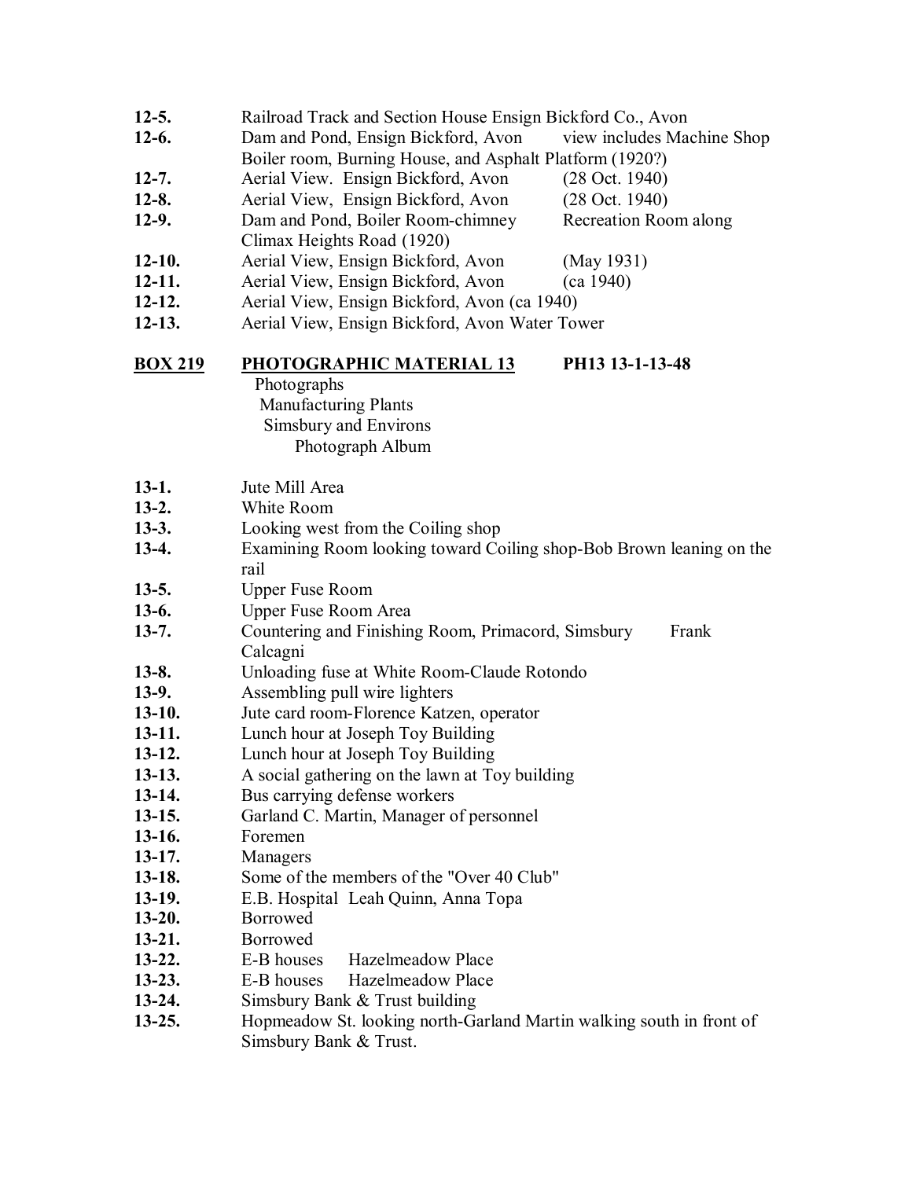**12-5.** Railroad Track and Section House Ensign Bickford Co., Avon

**12-6.** Dam and Pond, Ensign Bickford, Avon view includes Machine Shop Boiler room, Burning House, and Asphalt Platform (1920?)

**12-7.** Aerial View. Ensign Bickford, Avon (28 Oct. 1940)

**12-8.** Aerial View, Ensign Bickford, Avon (28 Oct. 1940)

**12-9.** Dam and Pond, Boiler Room-chimney Recreation Room along Climax Heights Road (1920)

**12-10.** Aerial View, Ensign Bickford, Avon (May 1931)

**12-11.** Aerial View, Ensign Bickford, Avon (ca 1940)

**12-12.** Aerial View, Ensign Bickford, Avon (ca 1940)

**12-13.** Aerial View, Ensign Bickford, Avon Water Tower

## BOX 219 PHOTOGRAPHIC MATERIAL 13 PH13 13-1-13-48

Photographs
Manufacturing Plants
Simsbury and Environs
Photograph Album

**13-1.** Jute Mill Area

**13-2.** White Room

**13-3.** Looking west from the Coiling shop

**13-4.** Examining Room looking toward Coiling shop-Bob Brown leaning on the rail

**13-5.** Upper Fuse Room

**13-6.** Upper Fuse Room Area

**13-7.** Countering and Finishing Room, Primacord, Simsbury Frank Calcagni

**13-8.** Unloading fuse at White Room-Claude Rotondo

**13-9.** Assembling pull wire lighters

**13-10.** Jute card room-Florence Katzen, operator

**13-11.** Lunch hour at Joseph Toy Building

**13-12.** Lunch hour at Joseph Toy Building

**13-13.** A social gathering on the lawn at Toy building

**13-14.** Bus carrying defense workers

**13-15.** Garland C. Martin, Manager of personnel

**13-16.** Foremen

**13-17.** Managers

**13-18.** Some of the members of the "Over 40 Club"

**13-19.** E.B. Hospital Leah Quinn, Anna Topa

**13-20.** Borrowed

**13-21.** Borrowed

**13-22.** E-B houses Hazelmeadow Place

**13-23.** E-B houses Hazelmeadow Place

**13-24.** Simsbury Bank & Trust building

**13-25.** Hopmeadow St. looking north-Garland Martin walking south in front of Simsbury Bank & Trust.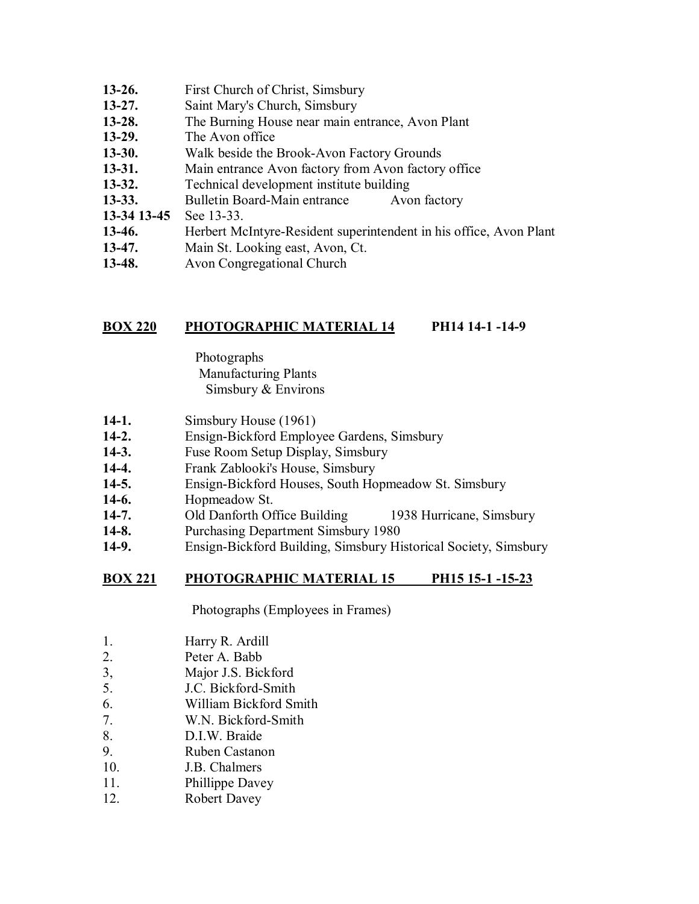**13-26.** First Church of Christ, Simsbury
**13-27.** Saint Mary's Church, Simsbury
**13-28.** The Burning House near main entrance, Avon Plant
**13-29.** The Avon office
**13-30.** Walk beside the Brook-Avon Factory Grounds
**13-31.** Main entrance Avon factory from Avon factory office
**13-32.** Technical development institute building
**13-33.** Bulletin Board-Main entrance Avon factory
**13-34 13-45** See 13-33.
**13-46.** Herbert McIntyre-Resident superintendent in his office, Avon Plant
**13-47.** Main St. Looking east, Avon, Ct.
**13-48.** Avon Congregational Church

## BOX 220 PHOTOGRAPHIC MATERIAL 14 PH14 14-1 -14-9

Photographs
Manufacturing Plants
Simsbury & Environs

**14-1.** Simsbury House (1961)
**14-2.** Ensign-Bickford Employee Gardens, Simsbury
**14-3.** Fuse Room Setup Display, Simsbury
**14-4.** Frank Zablooki's House, Simsbury
**14-5.** Ensign-Bickford Houses, South Hopmeadow St. Simsbury
**14-6.** Hopmeadow St.
**14-7.** Old Danforth Office Building 1938 Hurricane, Simsbury
**14-8.** Purchasing Department Simsbury 1980
**14-9.** Ensign-Bickford Building, Simsbury Historical Society, Simsbury

## BOX 221 PHOTOGRAPHIC MATERIAL 15 PH15 15-1 -15-23

Photographs (Employees in Frames)

1. Harry R. Ardill
2. Peter A. Babb
3, Major J.S. Bickford
5. J.C. Bickford-Smith
6. William Bickford Smith
7. W.N. Bickford-Smith
8. D.I.W. Braide
9. Ruben Castanon
10. J.B. Chalmers
11. Phillippe Davey
12. Robert Davey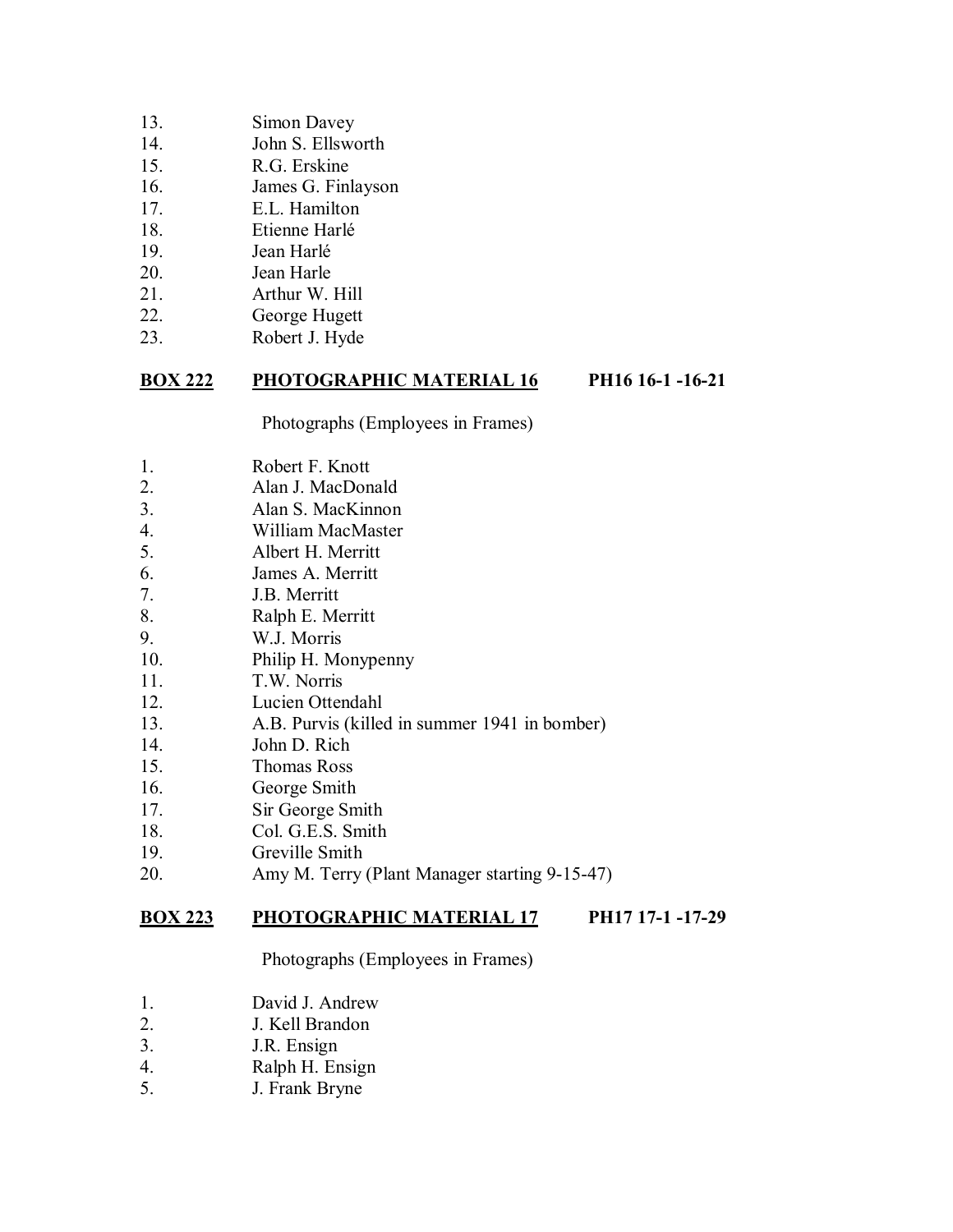13. Simon Davey
14. John S. Ellsworth
15. R.G. Erskine
16. James G. Finlayson
17. E.L. Hamilton
18. Etienne Harlé
19. Jean Harlé
20. Jean Harle
21. Arthur W. Hill
22. George Hugett
23. Robert J. Hyde

**BOX 222** **PHOTOGRAPHIC MATERIAL 16** **PH16 16-1 -16-21**

Photographs (Employees in Frames)

1. Robert F. Knott
2. Alan J. MacDonald
3. Alan S. MacKinnon
4. William MacMaster
5. Albert H. Merritt
6. James A. Merritt
7. J.B. Merritt
8. Ralph E. Merritt
9. W.J. Morris
10. Philip H. Monypenny
11. T.W. Norris
12. Lucien Ottendahl
13. A.B. Purvis (killed in summer 1941 in bomber)
14. John D. Rich
15. Thomas Ross
16. George Smith
17. Sir George Smith
18. Col. G.E.S. Smith
19. Greville Smith
20. Amy M. Terry (Plant Manager starting 9-15-47)

**BOX 223** **PHOTOGRAPHIC MATERIAL 17** **PH17 17-1 -17-29**

Photographs (Employees in Frames)

1. David J. Andrew
2. J. Kell Brandon
3. J.R. Ensign
4. Ralph H. Ensign
5. J. Frank Bryne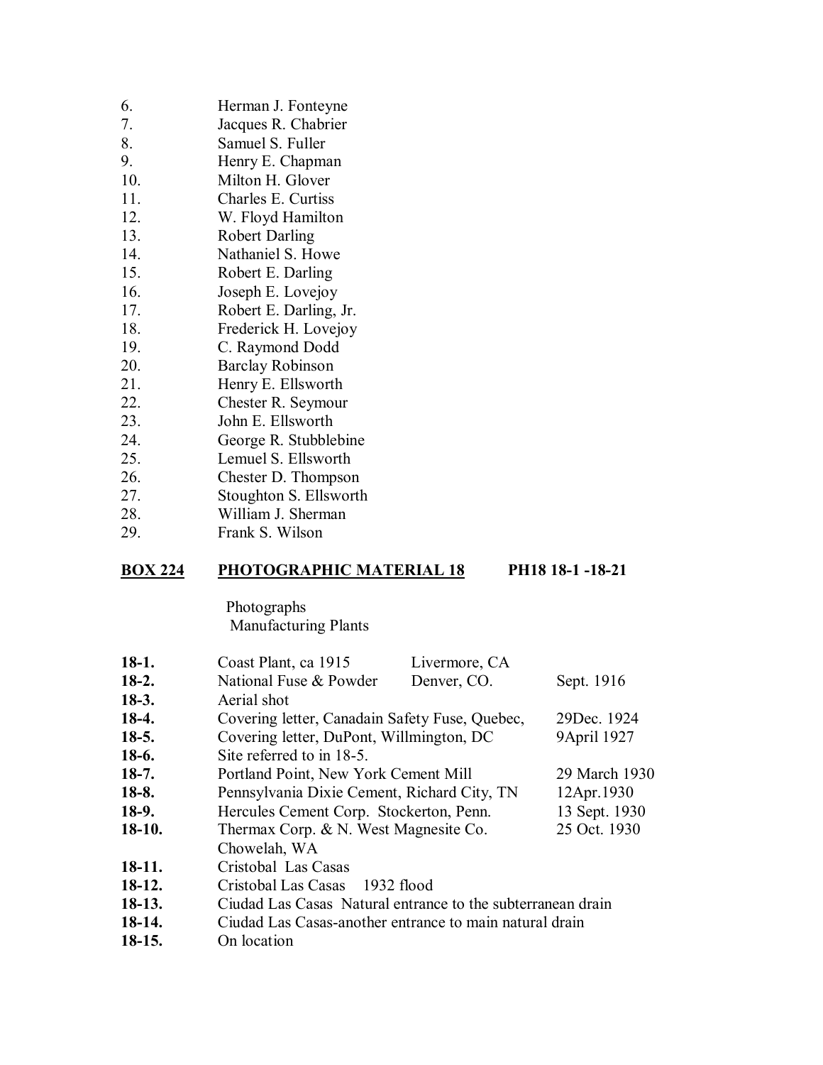6. Herman J. Fonteyne
7. Jacques R. Chabrier
8. Samuel S. Fuller
9. Henry E. Chapman
10. Milton H. Glover
11. Charles E. Curtiss
12. W. Floyd Hamilton
13. Robert Darling
14. Nathaniel S. Howe
15. Robert E. Darling
16. Joseph E. Lovejoy
17. Robert E. Darling, Jr.
18. Frederick H. Lovejoy
19. C. Raymond Dodd
20. Barclay Robinson
21. Henry E. Ellsworth
22. Chester R. Seymour
23. John E. Ellsworth
24. George R. Stubblebine
25. Lemuel S. Ellsworth
26. Chester D. Thompson
27. Stoughton S. Ellsworth
28. William J. Sherman
29. Frank S. Wilson

**<u>BOX 224</u>** **<u>PHOTOGRAPHIC MATERIAL 18</u>** **PH18 18-1 -18-21**

Photographs
Manufacturing Plants

| | | | |
|---|---|---|---|
| **18-1.** | Coast Plant, ca 1915 | Livermore, CA | |
| **18-2.** | National Fuse & Powder | Denver, CO. | Sept. 1916 |
| **18-3.** | Aerial shot | | |
| **18-4.** | Covering letter, Canadain Safety Fuse, Quebec, | | 29Dec. 1924 |
| **18-5.** | Covering letter, DuPont, Willmington, DC | | 9April 1927 |
| **18-6.** | Site referred to in 18-5. | | |
| **18-7.** | Portland Point, New York Cement Mill | | 29 March 1930 |
| **18-8.** | Pennsylvania Dixie Cement, Richard City, TN | | 12Apr.1930 |
| **18-9.** | Hercules Cement Corp. Stockerton, Penn. | | 13 Sept. 1930 |
| **18-10.** | Thermax Corp. & N. West Magnesite Co. Chowelah, WA | | 25 Oct. 1930 |
| **18-11.** | Cristobal Las Casas | | |
| **18-12.** | Cristobal Las Casas 1932 flood | | |
| **18-13.** | Ciudad Las Casas Natural entrance to the subterranean drain | | |
| **18-14.** | Ciudad Las Casas-another entrance to main natural drain | | |
| **18-15.** | On location | | |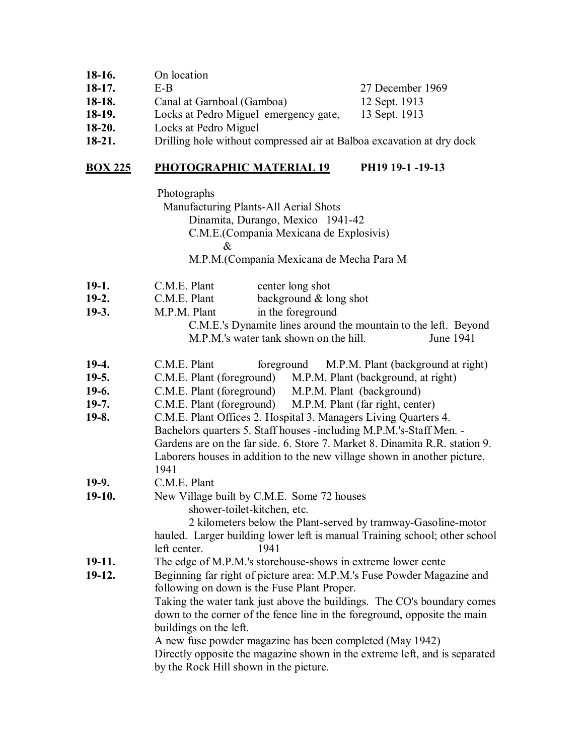| | | |
|---|---|---|
| **18-16.** | On location | |
| **18-17.** | E-B | 27 December 1969 |
| **18-18.** | Canal at Garnboal (Gamboa) | 12 Sept. 1913 |
| **18-19.** | Locks at Pedro Miguel emergency gate, | 13 Sept. 1913 |
| **18-20.** | Locks at Pedro Miguel | |
| **18-21.** | Drilling hole without compressed air at Balboa excavation at dry dock | |

## **BOX 225** **PHOTOGRAPHIC MATERIAL 19** **PH19 19-1 -19-13**

Photographs
Manufacturing Plants-All Aerial Shots
Dinamita, Durango, Mexico 1941-42
C.M.E.(Compania Mexicana de Explosivis)
&
M.P.M.(Compania Mexicana de Mecha Para M

**19-1.** C.M.E. Plant center long shot

**19-2.** C.M.E. Plant background & long shot

**19-3.** M.P.M. Plant in the foreground
C.M.E.'s Dynamite lines around the mountain to the left. Beyond M.P.M.'s water tank shown on the hill. June 1941

**19-4.** C.M.E. Plant foreground M.P.M. Plant (background at right)

**19-5.** C.M.E. Plant (foreground) M.P.M. Plant (background, at right)

**19-6.** C.M.E. Plant (foreground) M.P.M. Plant (background)

**19-7.** C.M.E. Plant (foreground) M.P.M. Plant (far right, center)

**19-8.** C.M.E. Plant Offices 2. Hospital 3. Managers Living Quarters 4. Bachelors quarters 5. Staff houses -including M.P.M.'s-Staff Men. - Gardens are on the far side. 6. Store 7. Market 8. Dinamita R.R. station 9. Laborers houses in addition to the new village shown in another picture. 1941

**19-9.** C.M.E. Plant

**19-10.** New Village built by C.M.E. Some 72 houses
shower-toilet-kitchen, etc.
2 kilometers below the Plant-served by tramway-Gasoline-motor hauled. Larger building lower left is manual Training school; other school left center. 1941

**19-11.** The edge of M.P.M.'s storehouse-shows in extreme lower cente

**19-12.** Beginning far right of picture area: M.P.M.'s Fuse Powder Magazine and following on down is the Fuse Plant Proper.
Taking the water tank just above the buildings. The CO's boundary comes down to the corner of the fence line in the foreground, opposite the main buildings on the left.
A new fuse powder magazine has been completed (May 1942)
Directly opposite the magazine shown in the extreme left, and is separated by the Rock Hill shown in the picture.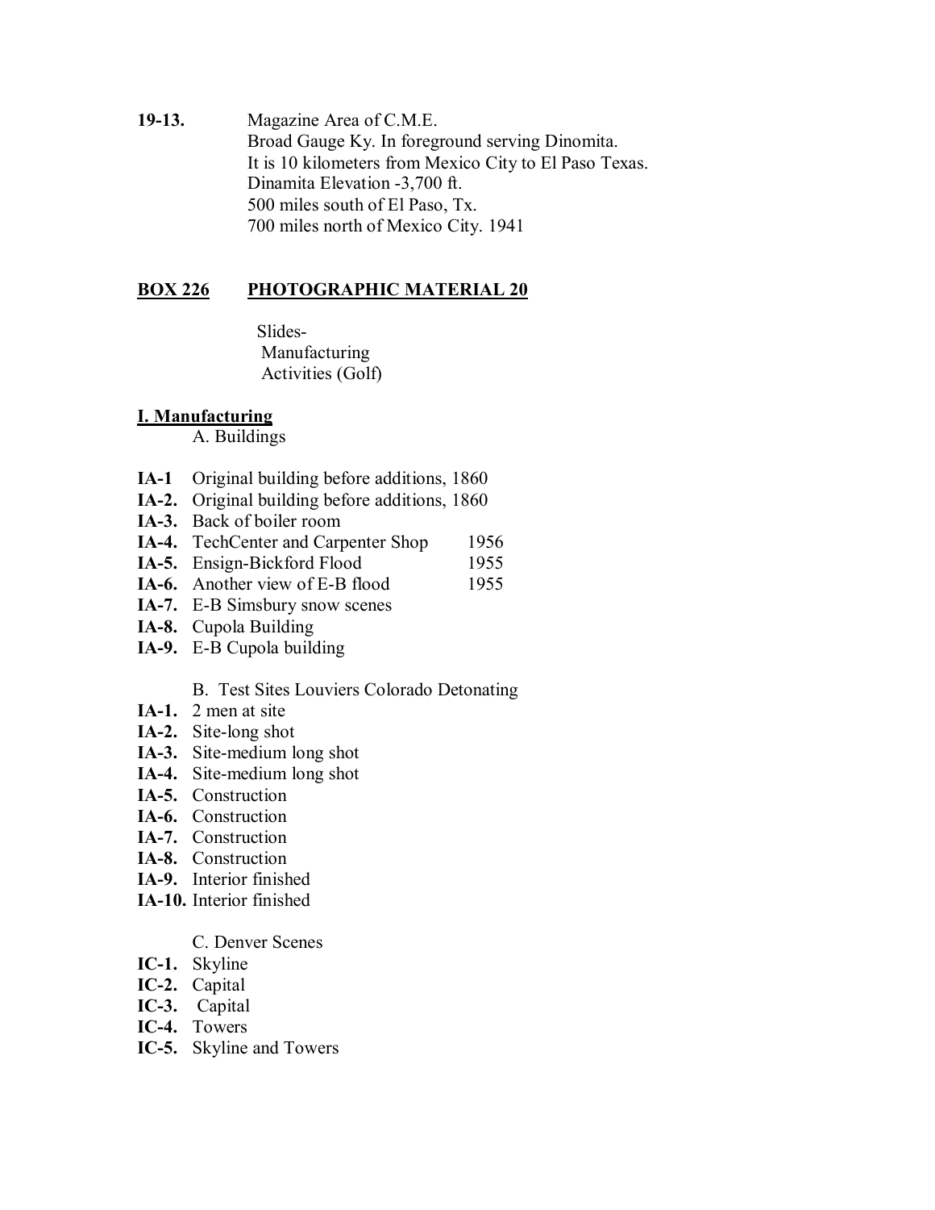**19-13.** Magazine Area of C.M.E.
Broad Gauge Ky. In foreground serving Dinomita.
It is 10 kilometers from Mexico City to El Paso Texas.
Dinamita Elevation -3,700 ft.
500 miles south of El Paso, Tx.
700 miles north of Mexico City. 1941

## BOX 226 PHOTOGRAPHIC MATERIAL 20

Slides-
Manufacturing
Activities (Golf)

### I. Manufacturing

A. Buildings

- **IA-1** Original building before additions, 1860
- **IA-2.** Original building before additions, 1860
- **IA-3.** Back of boiler room
- **IA-4.** TechCenter and Carpenter Shop 1956
- **IA-5.** Ensign-Bickford Flood 1955
- **IA-6.** Another view of E-B flood 1955
- **IA-7.** E-B Simsbury snow scenes
- **IA-8.** Cupola Building
- **IA-9.** E-B Cupola building

B. Test Sites Louviers Colorado Detonating

- **IA-1.** 2 men at site
- **IA-2.** Site-long shot
- **IA-3.** Site-medium long shot
- **IA-4.** Site-medium long shot
- **IA-5.** Construction
- **IA-6.** Construction
- **IA-7.** Construction
- **IA-8.** Construction
- **IA-9.** Interior finished
- **IA-10.** Interior finished

C. Denver Scenes

- **IC-1.** Skyline
- **IC-2.** Capital
- **IC-3.** Capital
- **IC-4.** Towers
- **IC-5.** Skyline and Towers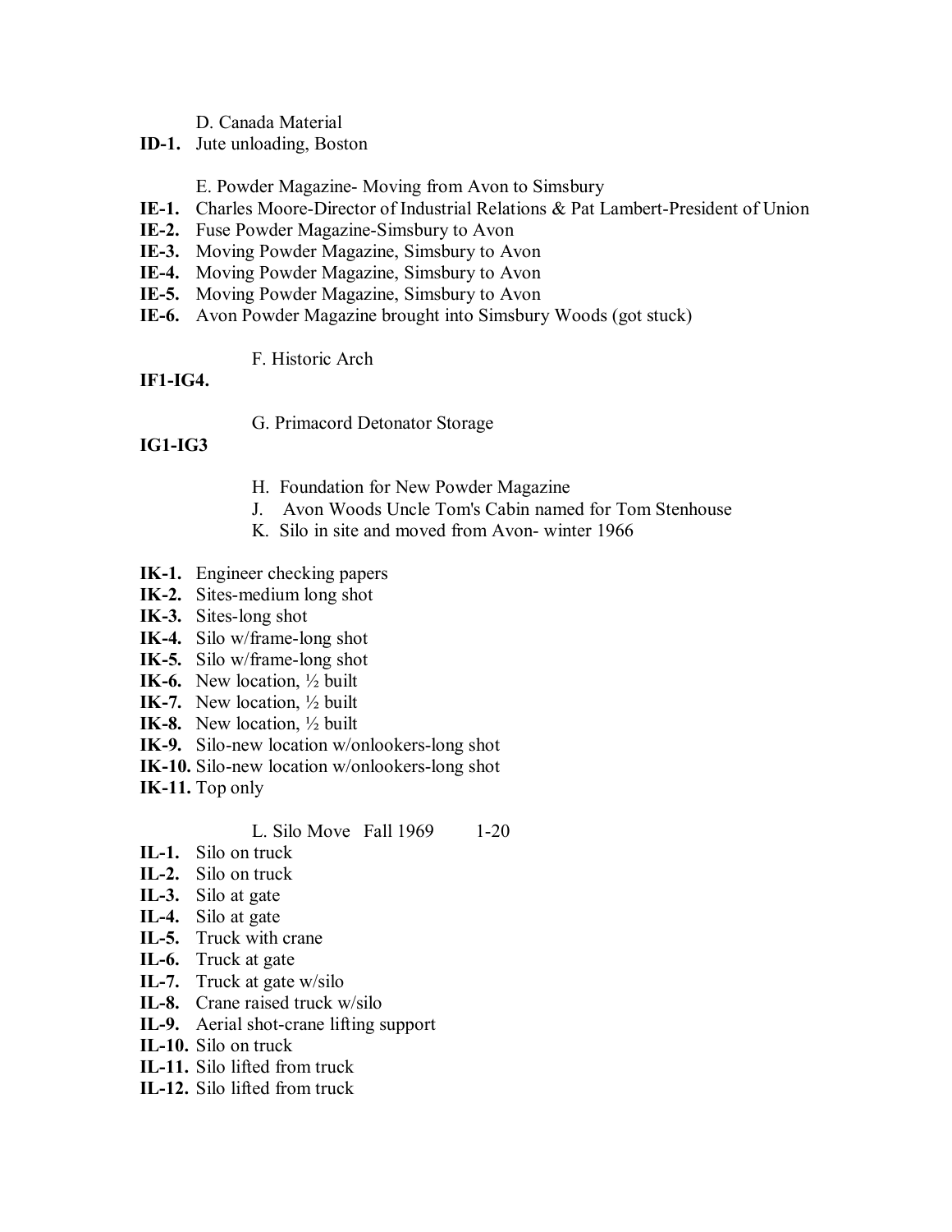D. Canada Material

**ID-1.** Jute unloading, Boston

E. Powder Magazine- Moving from Avon to Simsbury

**IE-1.** Charles Moore-Director of Industrial Relations & Pat Lambert-President of Union
**IE-2.** Fuse Powder Magazine-Simsbury to Avon
**IE-3.** Moving Powder Magazine, Simsbury to Avon
**IE-4.** Moving Powder Magazine, Simsbury to Avon
**IE-5.** Moving Powder Magazine, Simsbury to Avon
**IE-6.** Avon Powder Magazine brought into Simsbury Woods (got stuck)

F. Historic Arch

**IF1-IG4.**

G. Primacord Detonator Storage

**IG1-IG3**

H. Foundation for New Powder Magazine
J. Avon Woods Uncle Tom's Cabin named for Tom Stenhouse
K. Silo in site and moved from Avon- winter 1966

**IK-1.** Engineer checking papers
**IK-2.** Sites-medium long shot
**IK-3.** Sites-long shot
**IK-4.** Silo w/frame-long shot
**IK-5.** Silo w/frame-long shot
**IK-6.** New location, ½ built
**IK-7.** New location, ½ built
**IK-8.** New location, ½ built
**IK-9.** Silo-new location w/onlookers-long shot
**IK-10.** Silo-new location w/onlookers-long shot
**IK-11.** Top only

L. Silo Move Fall 1969 1-20

**IL-1.** Silo on truck
**IL-2.** Silo on truck
**IL-3.** Silo at gate
**IL-4.** Silo at gate
**IL-5.** Truck with crane
**IL-6.** Truck at gate
**IL-7.** Truck at gate w/silo
**IL-8.** Crane raised truck w/silo
**IL-9.** Aerial shot-crane lifting support
**IL-10.** Silo on truck
**IL-11.** Silo lifted from truck
**IL-12.** Silo lifted from truck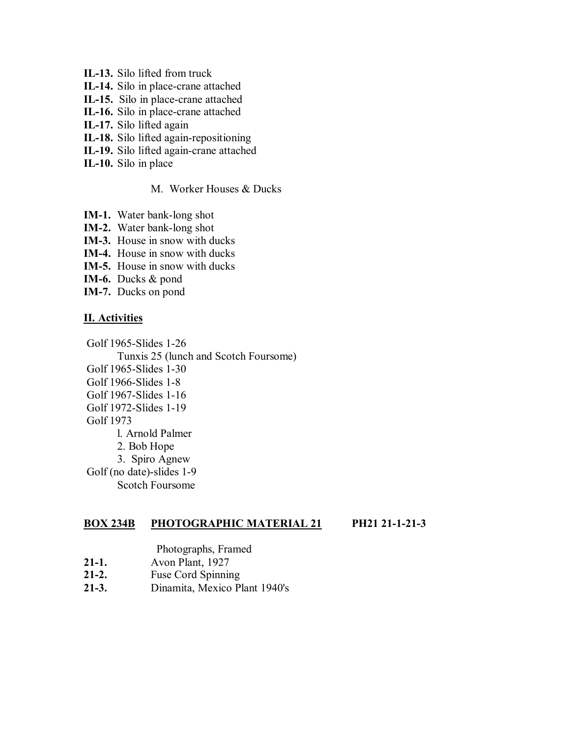**IL-13.** Silo lifted from truck
**IL-14.** Silo in place-crane attached
**IL-15.** Silo in place-crane attached
**IL-16.** Silo in place-crane attached
**IL-17.** Silo lifted again
**IL-18.** Silo lifted again-repositioning
**IL-19.** Silo lifted again-crane attached
**IL-10.** Silo in place

M. Worker Houses & Ducks

**IM-1.** Water bank-long shot
**IM-2.** Water bank-long shot
**IM-3.** House in snow with ducks
**IM-4.** House in snow with ducks
**IM-5.** House in snow with ducks
**IM-6.** Ducks & pond
**IM-7.** Ducks on pond

**II. Activities**

Golf 1965-Slides 1-26
  Tunxis 25 (lunch and Scotch Foursome)
Golf 1965-Slides 1-30
Golf 1966-Slides 1-8
Golf 1967-Slides 1-16
Golf 1972-Slides 1-19
Golf 1973
  1. Arnold Palmer
  2. Bob Hope
  3. Spiro Agnew
Golf (no date)-slides 1-9
  Scotch Foursome

**BOX 234B PHOTOGRAPHIC MATERIAL 21 PH21 21-1-21-3**

Photographs, Framed

**21-1.** Avon Plant, 1927
**21-2.** Fuse Cord Spinning
**21-3.** Dinamita, Mexico Plant 1940's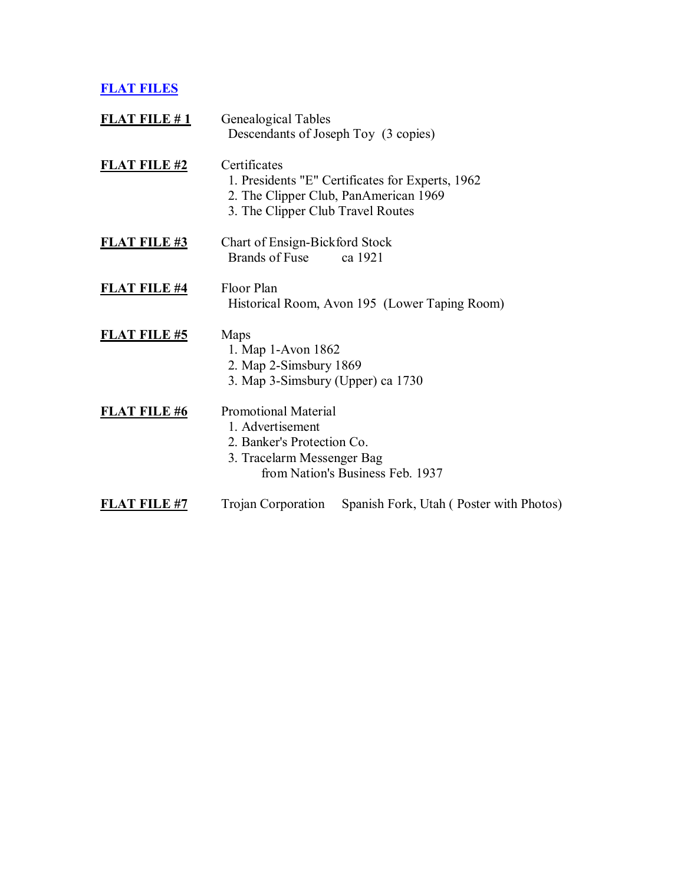## FLAT FILES

**FLAT FILE # 1** Genealogical Tables
Descendants of Joseph Toy (3 copies)

**FLAT FILE #2** Certificates
1. Presidents "E" Certificates for Experts, 1962
2. The Clipper Club, PanAmerican 1969
3. The Clipper Club Travel Routes

**FLAT FILE #3** Chart of Ensign-Bickford Stock
Brands of Fuse ca 1921

**FLAT FILE #4** Floor Plan
Historical Room, Avon 195 (Lower Taping Room)

**FLAT FILE #5** Maps
1. Map 1-Avon 1862
2. Map 2-Simsbury 1869
3. Map 3-Simsbury (Upper) ca 1730

**FLAT FILE #6** Promotional Material
1. Advertisement
2. Banker's Protection Co.
3. Tracelarm Messenger Bag
   from Nation's Business Feb. 1937

**FLAT FILE #7** Trojan Corporation Spanish Fork, Utah ( Poster with Photos)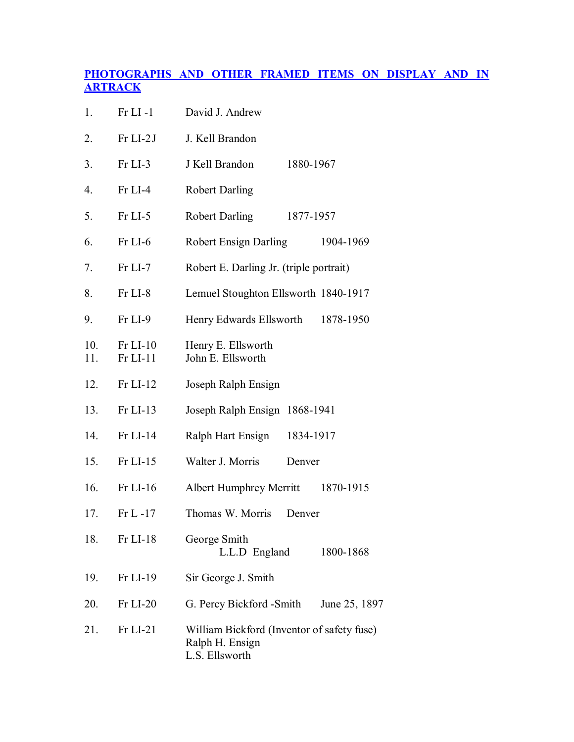## PHOTOGRAPHS AND OTHER FRAMED ITEMS ON DISPLAY AND IN ARTRACK

| No. | ID | Name | Notes |
|---|---|---|---|
| 1. | Fr LI -1 | David J. Andrew | |
| 2. | Fr LI-2J | J. Kell Brandon | |
| 3. | Fr LI-3 | J Kell Brandon | 1880-1967 |
| 4. | Fr LI-4 | Robert Darling | |
| 5. | Fr LI-5 | Robert Darling | 1877-1957 |
| 6. | Fr LI-6 | Robert Ensign Darling | 1904-1969 |
| 7. | Fr LI-7 | Robert E. Darling Jr. (triple portrait) | |
| 8. | Fr LI-8 | Lemuel Stoughton Ellsworth | 1840-1917 |
| 9. | Fr LI-9 | Henry Edwards Ellsworth | 1878-1950 |
| 10. | Fr LI-10 | Henry E. Ellsworth | |
| 11. | Fr LI-11 | John E. Ellsworth | |
| 12. | Fr LI-12 | Joseph Ralph Ensign | |
| 13. | Fr LI-13 | Joseph Ralph Ensign | 1868-1941 |
| 14. | Fr LI-14 | Ralph Hart Ensign | 1834-1917 |
| 15. | Fr LI-15 | Walter J. Morris | Denver |
| 16. | Fr LI-16 | Albert Humphrey Merritt | 1870-1915 |
| 17. | Fr L -17 | Thomas W. Morris | Denver |
| 18. | Fr LI-18 | George Smith L.L.D England | 1800-1868 |
| 19. | Fr LI-19 | Sir George J. Smith | |
| 20. | Fr LI-20 | G. Percy Bickford -Smith | June 25, 1897 |
| 21. | Fr LI-21 | William Bickford (Inventor of safety fuse)<br>Ralph H. Ensign<br>L.S. Ellsworth | |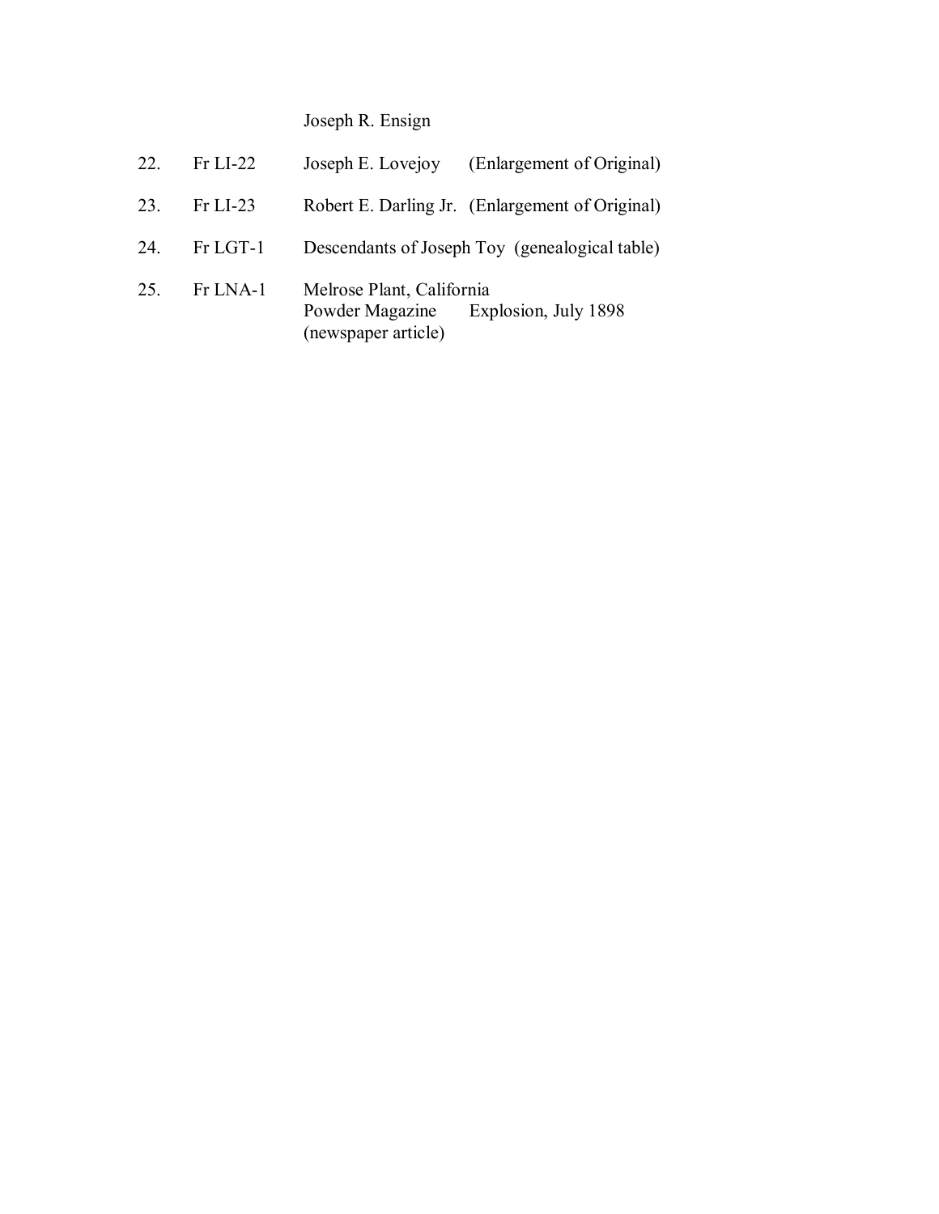Joseph R. Ensign

| | | |
|---|---|---|
| 22. | Fr LI-22 | Joseph E. Lovejoy (Enlargement of Original) |
| 23. | Fr LI-23 | Robert E. Darling Jr. (Enlargement of Original) |
| 24. | Fr LGT-1 | Descendants of Joseph Toy (genealogical table) |
| 25. | Fr LNA-1 | Melrose Plant, California<br>Powder Magazine Explosion, July 1898<br>(newspaper article) |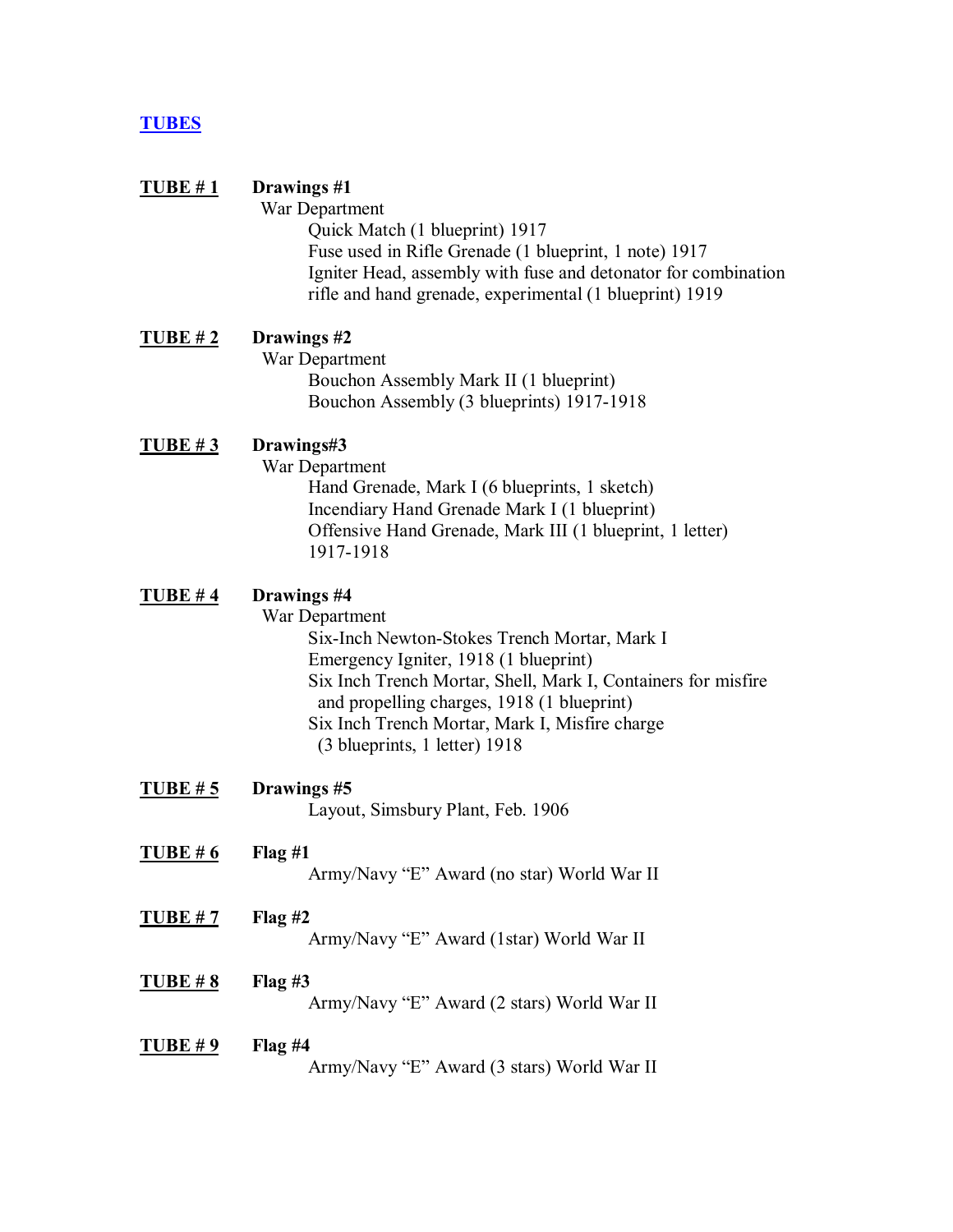## TUBES

**TUBE # 1** **Drawings #1**

War Department

- Quick Match (1 blueprint) 1917
- Fuse used in Rifle Grenade (1 blueprint, 1 note) 1917
- Igniter Head, assembly with fuse and detonator for combination rifle and hand grenade, experimental (1 blueprint) 1919

**TUBE # 2** **Drawings #2**

War Department

- Bouchon Assembly Mark II (1 blueprint)
- Bouchon Assembly (3 blueprints) 1917-1918

**TUBE # 3** **Drawings#3**

War Department

- Hand Grenade, Mark I (6 blueprints, 1 sketch)
- Incendiary Hand Grenade Mark I (1 blueprint)
- Offensive Hand Grenade, Mark III (1 blueprint, 1 letter) 1917-1918

**TUBE # 4** **Drawings #4**

War Department

- Six-Inch Newton-Stokes Trench Mortar, Mark I
- Emergency Igniter, 1918 (1 blueprint)
- Six Inch Trench Mortar, Shell, Mark I, Containers for misfire and propelling charges, 1918 (1 blueprint)
- Six Inch Trench Mortar, Mark I, Misfire charge (3 blueprints, 1 letter) 1918

**TUBE # 5** **Drawings #5**

- Layout, Simsbury Plant, Feb. 1906

**TUBE # 6** **Flag #1**

- Army/Navy "E" Award (no star) World War II

**TUBE # 7** **Flag #2**

- Army/Navy "E" Award (1star) World War II

**TUBE # 8** **Flag #3**

- Army/Navy "E" Award (2 stars) World War II

**TUBE # 9** **Flag #4**

- Army/Navy "E" Award (3 stars) World War II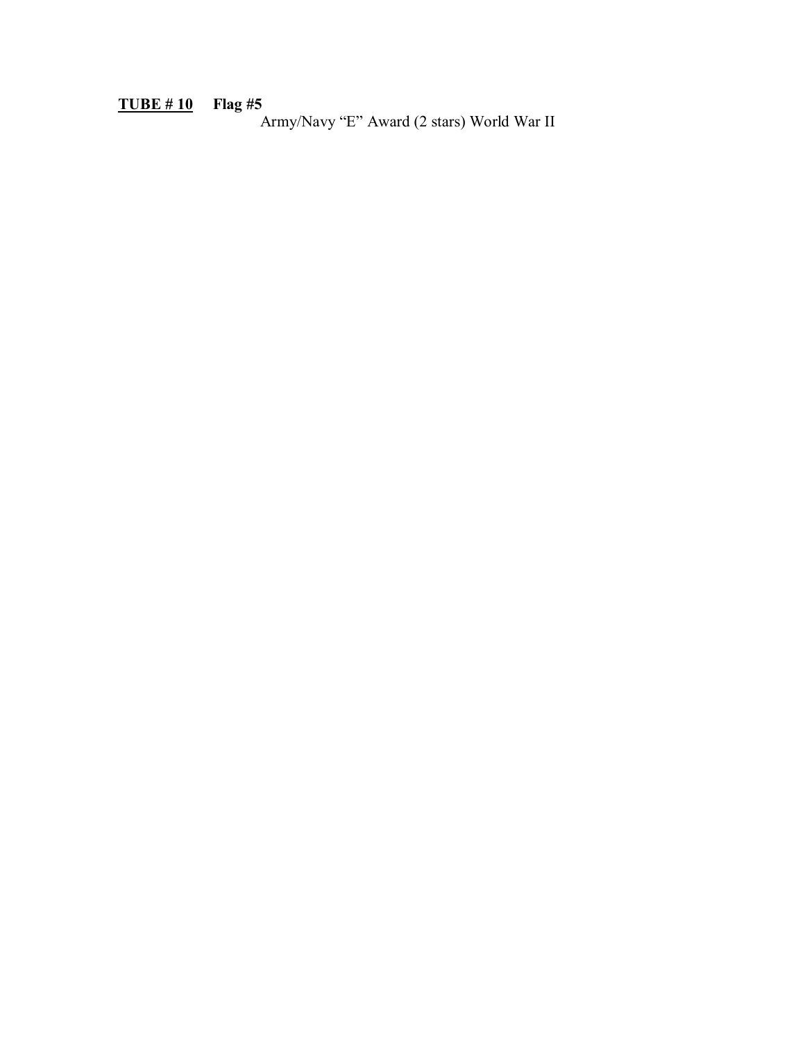**<u>TUBE # 10</u>** **Flag #5**

Army/Navy “E” Award (2 stars) World War II